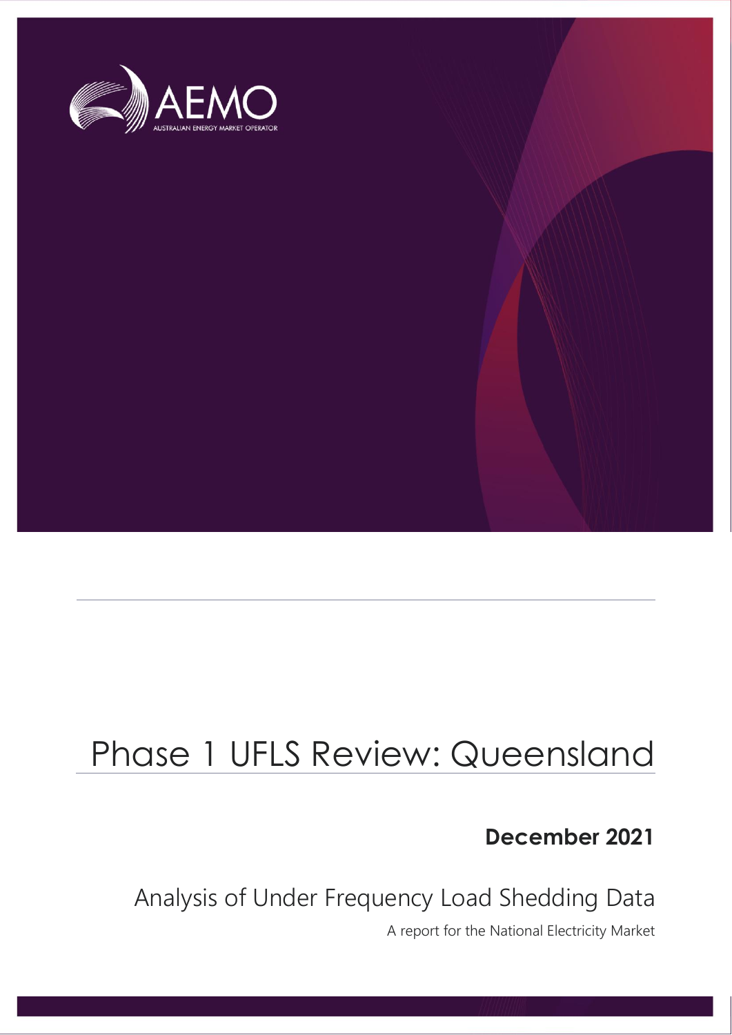AEMO

AUSTRALIAN ENERGY MARKET OPERATOR

# Phase 1 UFLS Review: Queensland

**December 2021**

## Analysis of Under Frequency Load Shedding Data

A report for the National Electricity Market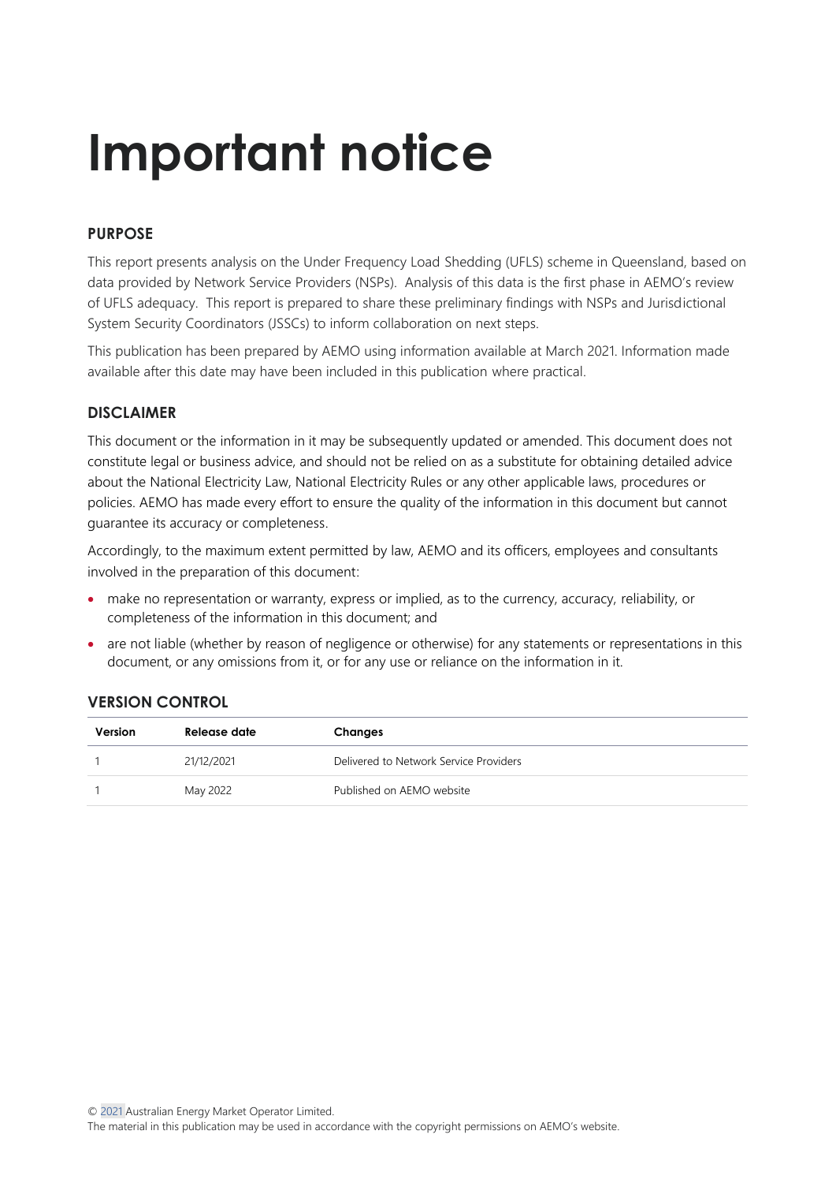# Important notice

## PURPOSE

This report presents analysis on the Under Frequency Load Shedding (UFLS) scheme in Queensland, based on data provided by Network Service Providers (NSPs). Analysis of this data is the first phase in AEMO's review of UFLS adequacy. This report is prepared to share these preliminary findings with NSPs and Jurisdictional System Security Coordinators (JSSCs) to inform collaboration on next steps.

This publication has been prepared by AEMO using information available at March 2021. Information made available after this date may have been included in this publication where practical.

## DISCLAIMER

This document or the information in it may be subsequently updated or amended. This document does not constitute legal or business advice, and should not be relied on as a substitute for obtaining detailed advice about the National Electricity Law, National Electricity Rules or any other applicable laws, procedures or policies. AEMO has made every effort to ensure the quality of the information in this document but cannot guarantee its accuracy or completeness.

Accordingly, to the maximum extent permitted by law, AEMO and its officers, employees and consultants involved in the preparation of this document:

- make no representation or warranty, express or implied, as to the currency, accuracy, reliability, or completeness of the information in this document; and
- are not liable (whether by reason of negligence or otherwise) for any statements or representations in this document, or any omissions from it, or for any use or reliance on the information in it.

## VERSION CONTROL

| Version | Release date | Changes |
|---|---|---|
| 1 | 21/12/2021 | Delivered to Network Service Providers |
| 1 | May 2022 | Published on AEMO website |

© 2021 Australian Energy Market Operator Limited.
The material in this publication may be used in accordance with the copyright permissions on AEMO's website.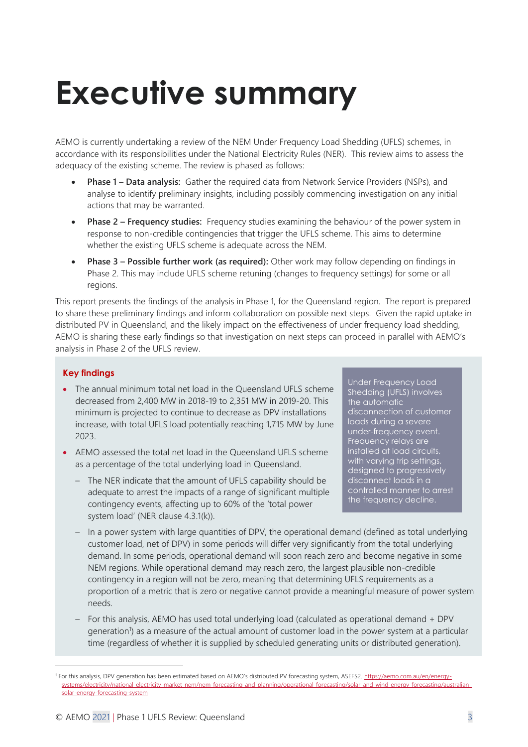# Executive summary

AEMO is currently undertaking a review of the NEM Under Frequency Load Shedding (UFLS) schemes, in accordance with its responsibilities under the National Electricity Rules (NER). This review aims to assess the adequacy of the existing scheme. The review is phased as follows:

- **Phase 1 – Data analysis:** Gather the required data from Network Service Providers (NSPs), and analyse to identify preliminary insights, including possibly commencing investigation on any initial actions that may be warranted.
- **Phase 2 – Frequency studies:** Frequency studies examining the behaviour of the power system in response to non-credible contingencies that trigger the UFLS scheme. This aims to determine whether the existing UFLS scheme is adequate across the NEM.
- **Phase 3 – Possible further work (as required):** Other work may follow depending on findings in Phase 2. This may include UFLS scheme retuning (changes to frequency settings) for some or all regions.

This report presents the findings of the analysis in Phase 1, for the Queensland region. The report is prepared to share these preliminary findings and inform collaboration on possible next steps. Given the rapid uptake in distributed PV in Queensland, and the likely impact on the effectiveness of under frequency load shedding, AEMO is sharing these early findings so that investigation on next steps can proceed in parallel with AEMO's analysis in Phase 2 of the UFLS review.

> Under Frequency Load Shedding (UFLS) involves the automatic disconnection of customer loads during a severe under-frequency event. Frequency relays are installed at load circuits, with varying trip settings, designed to progressively disconnect loads in a controlled manner to arrest the frequency decline.

### Key findings

- The annual minimum total net load in the Queensland UFLS scheme decreased from 2,400 MW in 2018-19 to 2,351 MW in 2019-20. This minimum is projected to continue to decrease as DPV installations increase, with total UFLS load potentially reaching 1,715 MW by June 2023.
- AEMO assessed the total net load in the Queensland UFLS scheme as a percentage of the total underlying load in Queensland.
  - The NER indicate that the amount of UFLS capability should be adequate to arrest the impacts of a range of significant multiple contingency events, affecting up to 60% of the 'total power system load' (NER clause 4.3.1(k)).
  - In a power system with large quantities of DPV, the operational demand (defined as total underlying customer load, net of DPV) in some periods will differ very significantly from the total underlying demand. In some periods, operational demand will soon reach zero and become negative in some NEM regions. While operational demand may reach zero, the largest plausible non-credible contingency in a region will not be zero, meaning that determining UFLS requirements as a proportion of a metric that is zero or negative cannot provide a meaningful measure of power system needs.
  - For this analysis, AEMO has used total underlying load (calculated as operational demand + DPV generation[1]) as a measure of the actual amount of customer load in the power system at a particular time (regardless of whether it is supplied by scheduled generating units or distributed generation).

[1] For this analysis, DPV generation has been estimated based on AEMO's distributed PV forecasting system, ASEFS2. https://aemo.com.au/en/energy-systems/electricity/national-electricity-market-nem/nem-forecasting-and-planning/operational-forecasting/solar-and-wind-energy-forecasting/australian-solar-energy-forecasting-system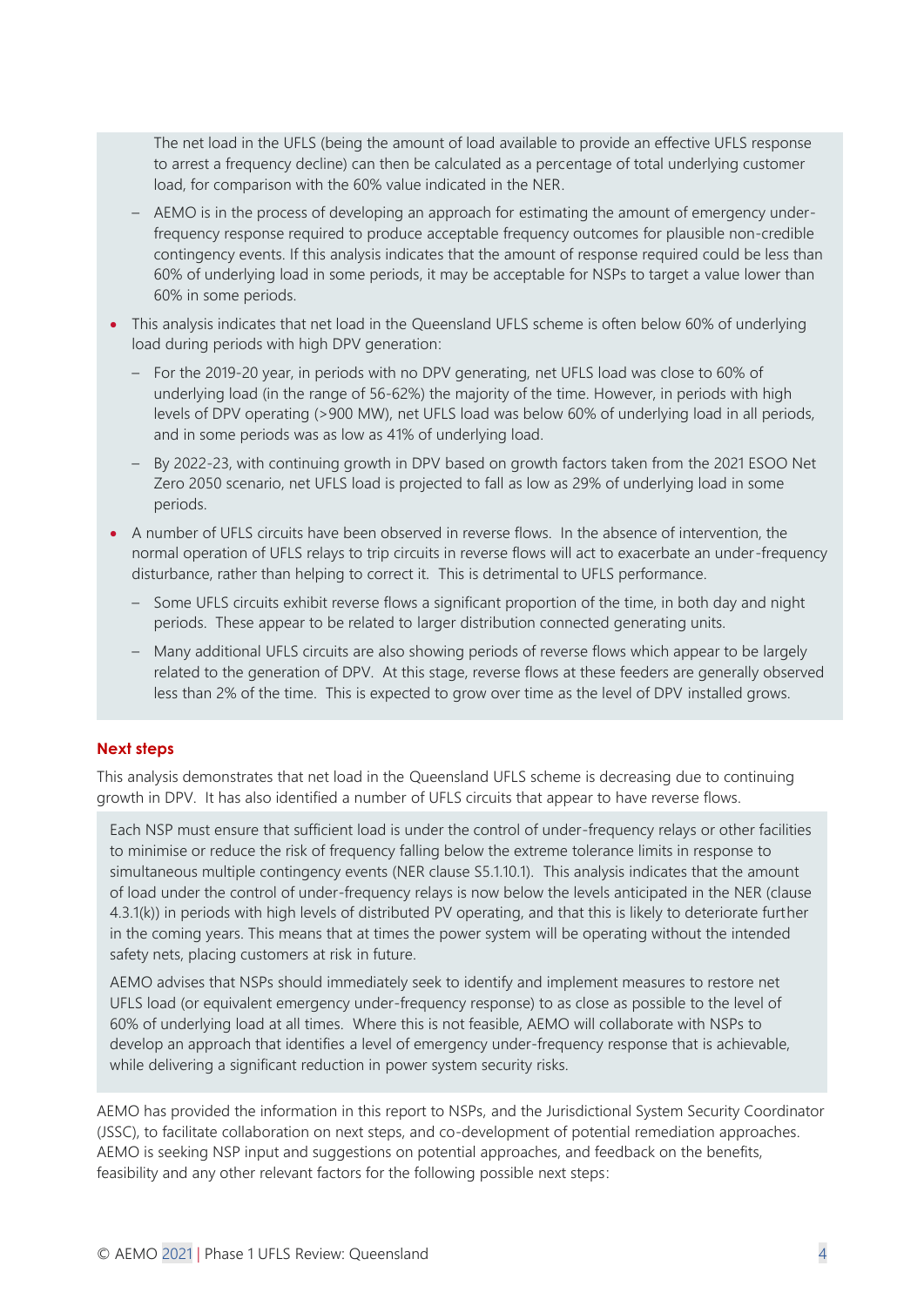The net load in the UFLS (being the amount of load available to provide an effective UFLS response to arrest a frequency decline) can then be calculated as a percentage of total underlying customer load, for comparison with the 60% value indicated in the NER.

  - AEMO is in the process of developing an approach for estimating the amount of emergency under-frequency response required to produce acceptable frequency outcomes for plausible non-credible contingency events. If this analysis indicates that the amount of response required could be less than 60% of underlying load in some periods, it may be acceptable for NSPs to target a value lower than 60% in some periods.

- This analysis indicates that net load in the Queensland UFLS scheme is often below 60% of underlying load during periods with high DPV generation:
  - For the 2019-20 year, in periods with no DPV generating, net UFLS load was close to 60% of underlying load (in the range of 56-62%) the majority of the time. However, in periods with high levels of DPV operating (>900 MW), net UFLS load was below 60% of underlying load in all periods, and in some periods was as low as 41% of underlying load.
  - By 2022-23, with continuing growth in DPV based on growth factors taken from the 2021 ESOO Net Zero 2050 scenario, net UFLS load is projected to fall as low as 29% of underlying load in some periods.
- A number of UFLS circuits have been observed in reverse flows. In the absence of intervention, the normal operation of UFLS relays to trip circuits in reverse flows will act to exacerbate an under-frequency disturbance, rather than helping to correct it. This is detrimental to UFLS performance.
  - Some UFLS circuits exhibit reverse flows a significant proportion of the time, in both day and night periods. These appear to be related to larger distribution connected generating units.
  - Many additional UFLS circuits are also showing periods of reverse flows which appear to be largely related to the generation of DPV. At this stage, reverse flows at these feeders are generally observed less than 2% of the time. This is expected to grow over time as the level of DPV installed grows.

## Next steps

This analysis demonstrates that net load in the Queensland UFLS scheme is decreasing due to continuing growth in DPV. It has also identified a number of UFLS circuits that appear to have reverse flows.

Each NSP must ensure that sufficient load is under the control of under-frequency relays or other facilities to minimise or reduce the risk of frequency falling below the extreme tolerance limits in response to simultaneous multiple contingency events (NER clause S5.1.10.1). This analysis indicates that the amount of load under the control of under-frequency relays is now below the levels anticipated in the NER (clause 4.3.1(k)) in periods with high levels of distributed PV operating, and that this is likely to deteriorate further in the coming years. This means that at times the power system will be operating without the intended safety nets, placing customers at risk in future.

AEMO advises that NSPs should immediately seek to identify and implement measures to restore net UFLS load (or equivalent emergency under-frequency response) to as close as possible to the level of 60% of underlying load at all times. Where this is not feasible, AEMO will collaborate with NSPs to develop an approach that identifies a level of emergency under-frequency response that is achievable, while delivering a significant reduction in power system security risks.

AEMO has provided the information in this report to NSPs, and the Jurisdictional System Security Coordinator (JSSC), to facilitate collaboration on next steps, and co-development of potential remediation approaches. AEMO is seeking NSP input and suggestions on potential approaches, and feedback on the benefits, feasibility and any other relevant factors for the following possible next steps: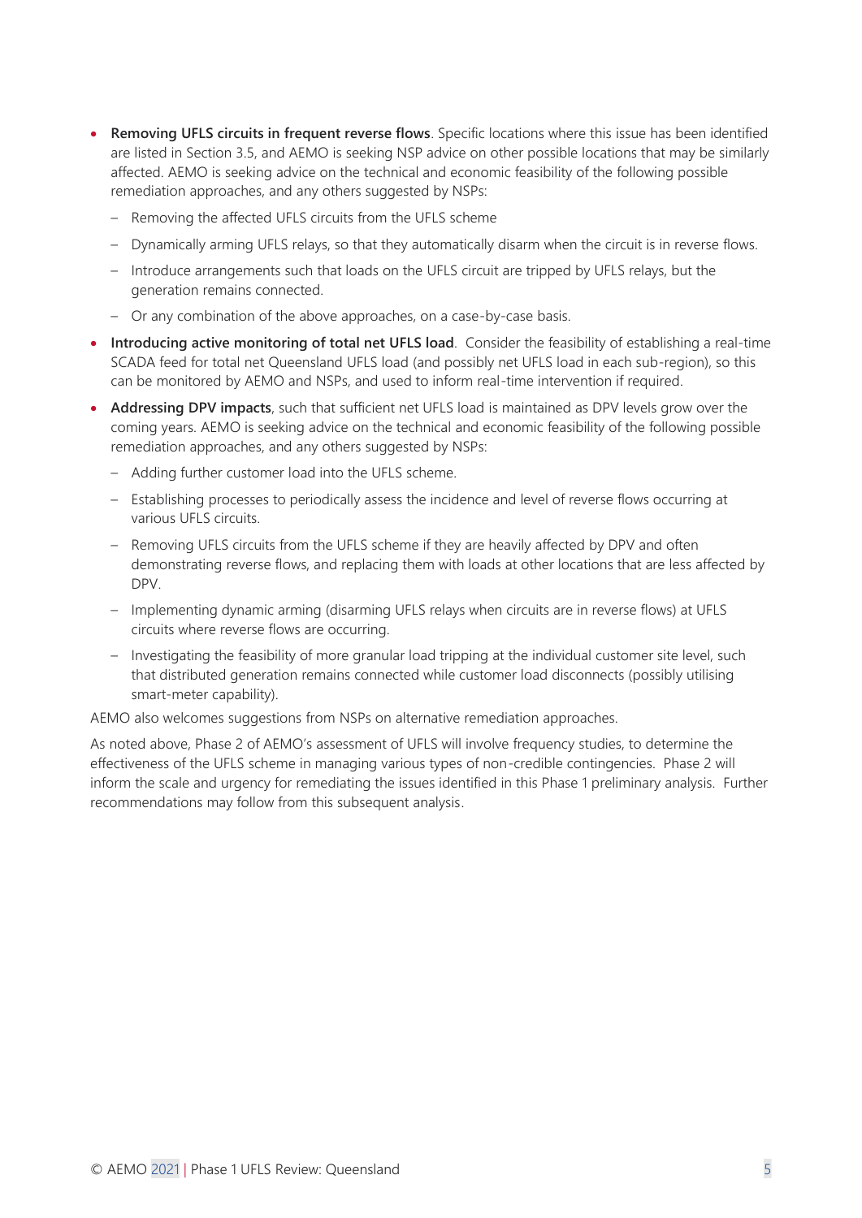- **Removing UFLS circuits in frequent reverse flows**. Specific locations where this issue has been identified are listed in Section 3.5, and AEMO is seeking NSP advice on other possible locations that may be similarly affected. AEMO is seeking advice on the technical and economic feasibility of the following possible remediation approaches, and any others suggested by NSPs:
  - Removing the affected UFLS circuits from the UFLS scheme
  - Dynamically arming UFLS relays, so that they automatically disarm when the circuit is in reverse flows.
  - Introduce arrangements such that loads on the UFLS circuit are tripped by UFLS relays, but the generation remains connected.
  - Or any combination of the above approaches, on a case-by-case basis.
- **Introducing active monitoring of total net UFLS load**. Consider the feasibility of establishing a real-time SCADA feed for total net Queensland UFLS load (and possibly net UFLS load in each sub-region), so this can be monitored by AEMO and NSPs, and used to inform real-time intervention if required.
- **Addressing DPV impacts**, such that sufficient net UFLS load is maintained as DPV levels grow over the coming years. AEMO is seeking advice on the technical and economic feasibility of the following possible remediation approaches, and any others suggested by NSPs:
  - Adding further customer load into the UFLS scheme.
  - Establishing processes to periodically assess the incidence and level of reverse flows occurring at various UFLS circuits.
  - Removing UFLS circuits from the UFLS scheme if they are heavily affected by DPV and often demonstrating reverse flows, and replacing them with loads at other locations that are less affected by DPV.
  - Implementing dynamic arming (disarming UFLS relays when circuits are in reverse flows) at UFLS circuits where reverse flows are occurring.
  - Investigating the feasibility of more granular load tripping at the individual customer site level, such that distributed generation remains connected while customer load disconnects (possibly utilising smart-meter capability).

AEMO also welcomes suggestions from NSPs on alternative remediation approaches.

As noted above, Phase 2 of AEMO's assessment of UFLS will involve frequency studies, to determine the effectiveness of the UFLS scheme in managing various types of non-credible contingencies. Phase 2 will inform the scale and urgency for remediating the issues identified in this Phase 1 preliminary analysis. Further recommendations may follow from this subsequent analysis.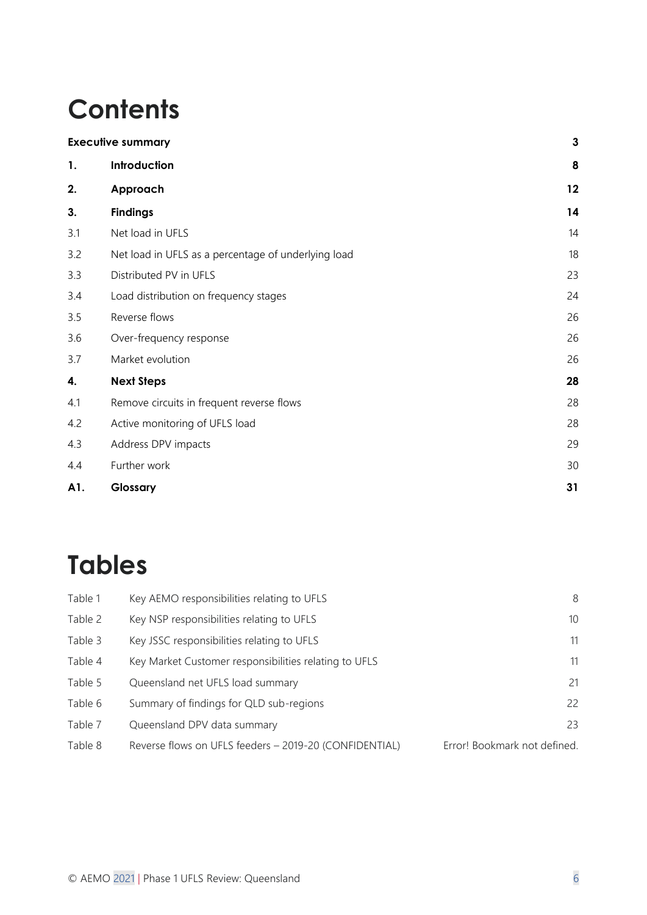# Contents

| | | |
|---|---|---|
| **Executive summary** | | **3** |
| **1.** | **Introduction** | **8** |
| **2.** | **Approach** | **12** |
| **3.** | **Findings** | **14** |
| 3.1 | Net load in UFLS | 14 |
| 3.2 | Net load in UFLS as a percentage of underlying load | 18 |
| 3.3 | Distributed PV in UFLS | 23 |
| 3.4 | Load distribution on frequency stages | 24 |
| 3.5 | Reverse flows | 26 |
| 3.6 | Over-frequency response | 26 |
| 3.7 | Market evolution | 26 |
| **4.** | **Next Steps** | **28** |
| 4.1 | Remove circuits in frequent reverse flows | 28 |
| 4.2 | Active monitoring of UFLS load | 28 |
| 4.3 | Address DPV impacts | 29 |
| 4.4 | Further work | 30 |
| **A1.** | **Glossary** | **31** |

# Tables

| | | |
|---|---|---|
| Table 1 | Key AEMO responsibilities relating to UFLS | 8 |
| Table 2 | Key NSP responsibilities relating to UFLS | 10 |
| Table 3 | Key JSSC responsibilities relating to UFLS | 11 |
| Table 4 | Key Market Customer responsibilities relating to UFLS | 11 |
| Table 5 | Queensland net UFLS load summary | 21 |
| Table 6 | Summary of findings for QLD sub-regions | 22 |
| Table 7 | Queensland DPV data summary | 23 |
| Table 8 | Reverse flows on UFLS feeders – 2019-20 (CONFIDENTIAL) | Error! Bookmark not defined. |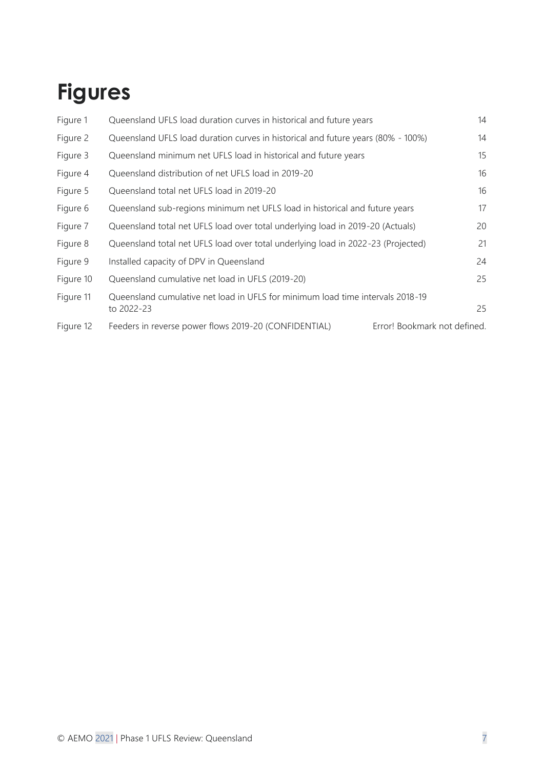# Figures

| | | |
|---|---|---|
| Figure 1 | Queensland UFLS load duration curves in historical and future years | 14 |
| Figure 2 | Queensland UFLS load duration curves in historical and future years (80% - 100%) | 14 |
| Figure 3 | Queensland minimum net UFLS load in historical and future years | 15 |
| Figure 4 | Queensland distribution of net UFLS load in 2019-20 | 16 |
| Figure 5 | Queensland total net UFLS load in 2019-20 | 16 |
| Figure 6 | Queensland sub-regions minimum net UFLS load in historical and future years | 17 |
| Figure 7 | Queensland total net UFLS load over total underlying load in 2019-20 (Actuals) | 20 |
| Figure 8 | Queensland total net UFLS load over total underlying load in 2022-23 (Projected) | 21 |
| Figure 9 | Installed capacity of DPV in Queensland | 24 |
| Figure 10 | Queensland cumulative net load in UFLS (2019-20) | 25 |
| Figure 11 | Queensland cumulative net load in UFLS for minimum load time intervals 2018-19 to 2022-23 | 25 |
| Figure 12 | Feeders in reverse power flows 2019-20 (CONFIDENTIAL) | Error! Bookmark not defined. |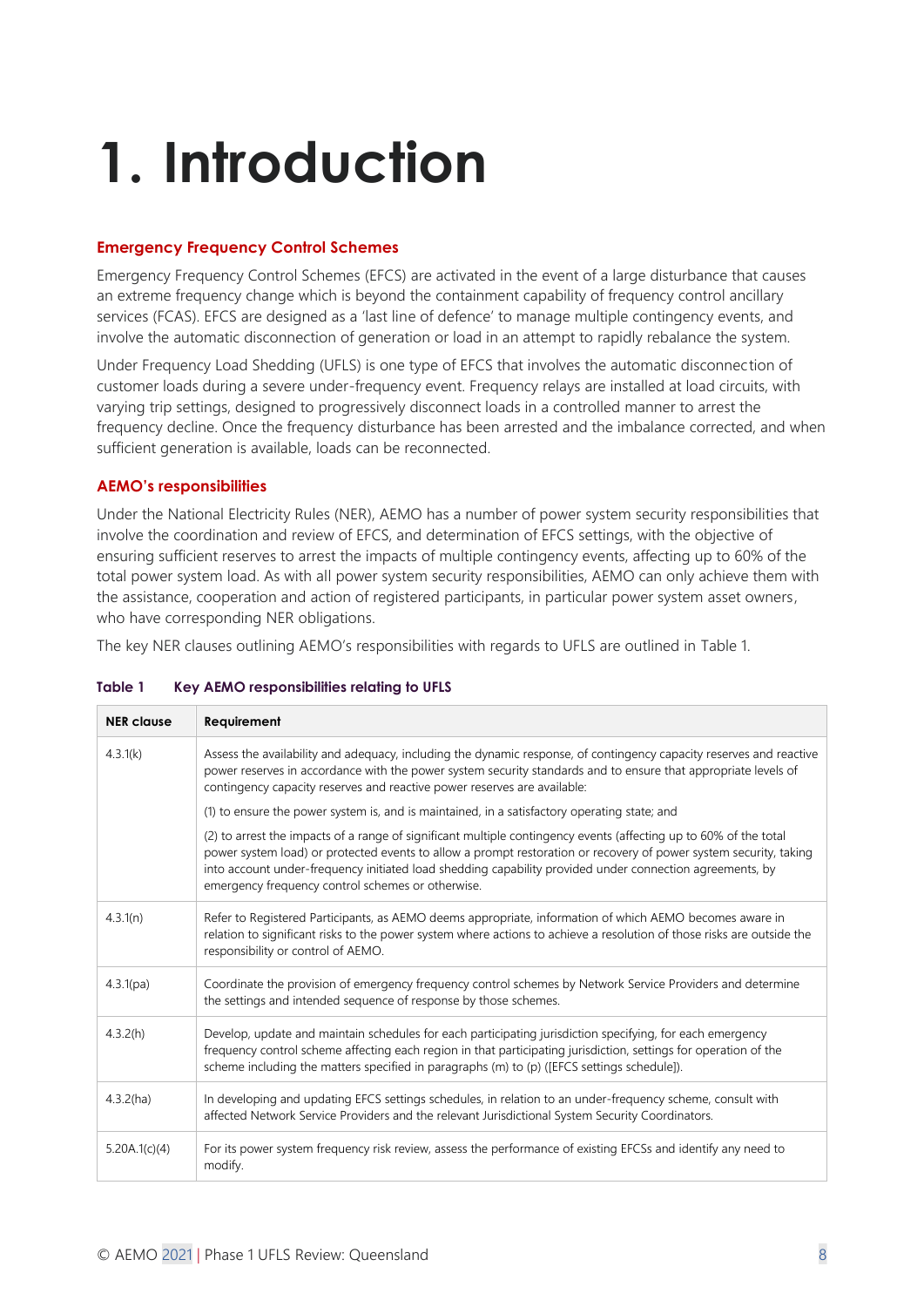# 1. Introduction

## Emergency Frequency Control Schemes

Emergency Frequency Control Schemes (EFCS) are activated in the event of a large disturbance that causes an extreme frequency change which is beyond the containment capability of frequency control ancillary services (FCAS). EFCS are designed as a 'last line of defence' to manage multiple contingency events, and involve the automatic disconnection of generation or load in an attempt to rapidly rebalance the system.

Under Frequency Load Shedding (UFLS) is one type of EFCS that involves the automatic disconnection of customer loads during a severe under-frequency event. Frequency relays are installed at load circuits, with varying trip settings, designed to progressively disconnect loads in a controlled manner to arrest the frequency decline. Once the frequency disturbance has been arrested and the imbalance corrected, and when sufficient generation is available, loads can be reconnected.

## AEMO's responsibilities

Under the National Electricity Rules (NER), AEMO has a number of power system security responsibilities that involve the coordination and review of EFCS, and determination of EFCS settings, with the objective of ensuring sufficient reserves to arrest the impacts of multiple contingency events, affecting up to 60% of the total power system load. As with all power system security responsibilities, AEMO can only achieve them with the assistance, cooperation and action of registered participants, in particular power system asset owners, who have corresponding NER obligations.

The key NER clauses outlining AEMO's responsibilities with regards to UFLS are outlined in Table 1.

**Table 1 Key AEMO responsibilities relating to UFLS**

| NER clause | Requirement |
|---|---|
| 4.3.1(k) | Assess the availability and adequacy, including the dynamic response, of contingency capacity reserves and reactive power reserves in accordance with the power system security standards and to ensure that appropriate levels of contingency capacity reserves and reactive power reserves are available:<br>(1) to ensure the power system is, and is maintained, in a satisfactory operating state; and<br>(2) to arrest the impacts of a range of significant multiple contingency events (affecting up to 60% of the total power system load) or protected events to allow a prompt restoration or recovery of power system security, taking into account under-frequency initiated load shedding capability provided under connection agreements, by emergency frequency control schemes or otherwise. |
| 4.3.1(n) | Refer to Registered Participants, as AEMO deems appropriate, information of which AEMO becomes aware in relation to significant risks to the power system where actions to achieve a resolution of those risks are outside the responsibility or control of AEMO. |
| 4.3.1(pa) | Coordinate the provision of emergency frequency control schemes by Network Service Providers and determine the settings and intended sequence of response by those schemes. |
| 4.3.2(h) | Develop, update and maintain schedules for each participating jurisdiction specifying, for each emergency frequency control scheme affecting each region in that participating jurisdiction, settings for operation of the scheme including the matters specified in paragraphs (m) to (p) ([EFCS settings schedule]). |
| 4.3.2(ha) | In developing and updating EFCS settings schedules, in relation to an under-frequency scheme, consult with affected Network Service Providers and the relevant Jurisdictional System Security Coordinators. |
| 5.20A.1(c)(4) | For its power system frequency risk review, assess the performance of existing EFCSs and identify any need to modify. |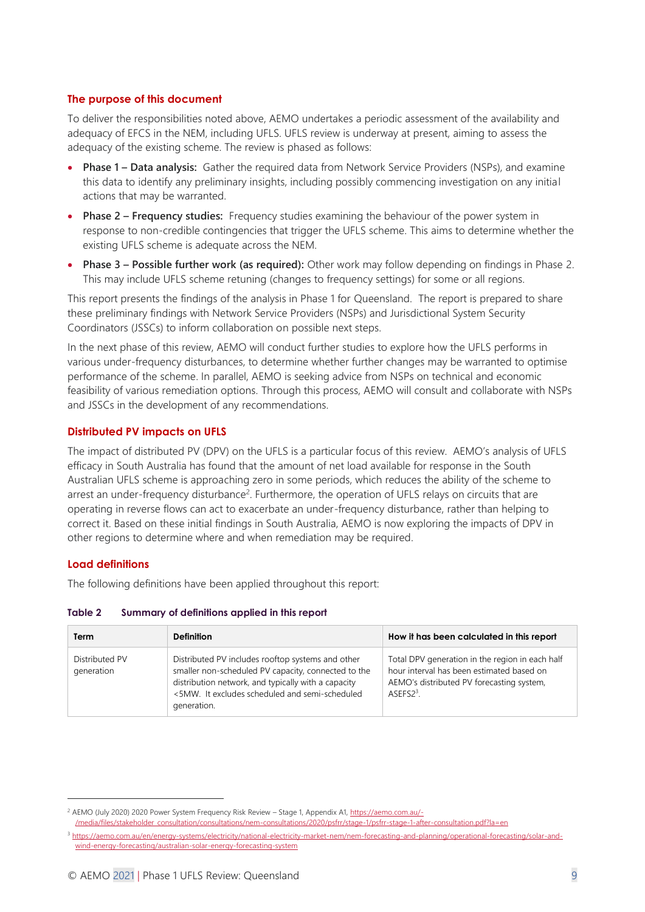### The purpose of this document

To deliver the responsibilities noted above, AEMO undertakes a periodic assessment of the availability and adequacy of EFCS in the NEM, including UFLS. UFLS review is underway at present, aiming to assess the adequacy of the existing scheme. The review is phased as follows:

- **Phase 1 – Data analysis:** Gather the required data from Network Service Providers (NSPs), and examine this data to identify any preliminary insights, including possibly commencing investigation on any initial actions that may be warranted.
- **Phase 2 – Frequency studies:** Frequency studies examining the behaviour of the power system in response to non-credible contingencies that trigger the UFLS scheme. This aims to determine whether the existing UFLS scheme is adequate across the NEM.
- **Phase 3 – Possible further work (as required):** Other work may follow depending on findings in Phase 2. This may include UFLS scheme retuning (changes to frequency settings) for some or all regions.

This report presents the findings of the analysis in Phase 1 for Queensland. The report is prepared to share these preliminary findings with Network Service Providers (NSPs) and Jurisdictional System Security Coordinators (JSSCs) to inform collaboration on possible next steps.

In the next phase of this review, AEMO will conduct further studies to explore how the UFLS performs in various under-frequency disturbances, to determine whether further changes may be warranted to optimise performance of the scheme. In parallel, AEMO is seeking advice from NSPs on technical and economic feasibility of various remediation options. Through this process, AEMO will consult and collaborate with NSPs and JSSCs in the development of any recommendations.

### Distributed PV impacts on UFLS

The impact of distributed PV (DPV) on the UFLS is a particular focus of this review. AEMO's analysis of UFLS efficacy in South Australia has found that the amount of net load available for response in the South Australian UFLS scheme is approaching zero in some periods, which reduces the ability of the scheme to arrest an under-frequency disturbance[2]. Furthermore, the operation of UFLS relays on circuits that are operating in reverse flows can act to exacerbate an under-frequency disturbance, rather than helping to correct it. Based on these initial findings in South Australia, AEMO is now exploring the impacts of DPV in other regions to determine where and when remediation may be required.

### Load definitions

The following definitions have been applied throughout this report:

**Table 2 Summary of definitions applied in this report**

| Term | Definition | How it has been calculated in this report |
|---|---|---|
| Distributed PV generation | Distributed PV includes rooftop systems and other smaller non-scheduled PV capacity, connected to the distribution network, and typically with a capacity <5MW. It excludes scheduled and semi-scheduled generation. | Total DPV generation in the region in each half hour interval has been estimated based on AEMO's distributed PV forecasting system, ASEFS2[3]. |

[2] AEMO (July 2020) 2020 Power System Frequency Risk Review – Stage 1, Appendix A1, https://aemo.com.au/-/media/files/stakeholder_consultation/consultations/nem-consultations/2020/psfrr/stage-1/psfrr-stage-1-after-consultation.pdf?la=en

[3] https://aemo.com.au/en/energy-systems/electricity/national-electricity-market-nem/nem-forecasting-and-planning/operational-forecasting/solar-and-wind-energy-forecasting/australian-solar-energy-forecasting-system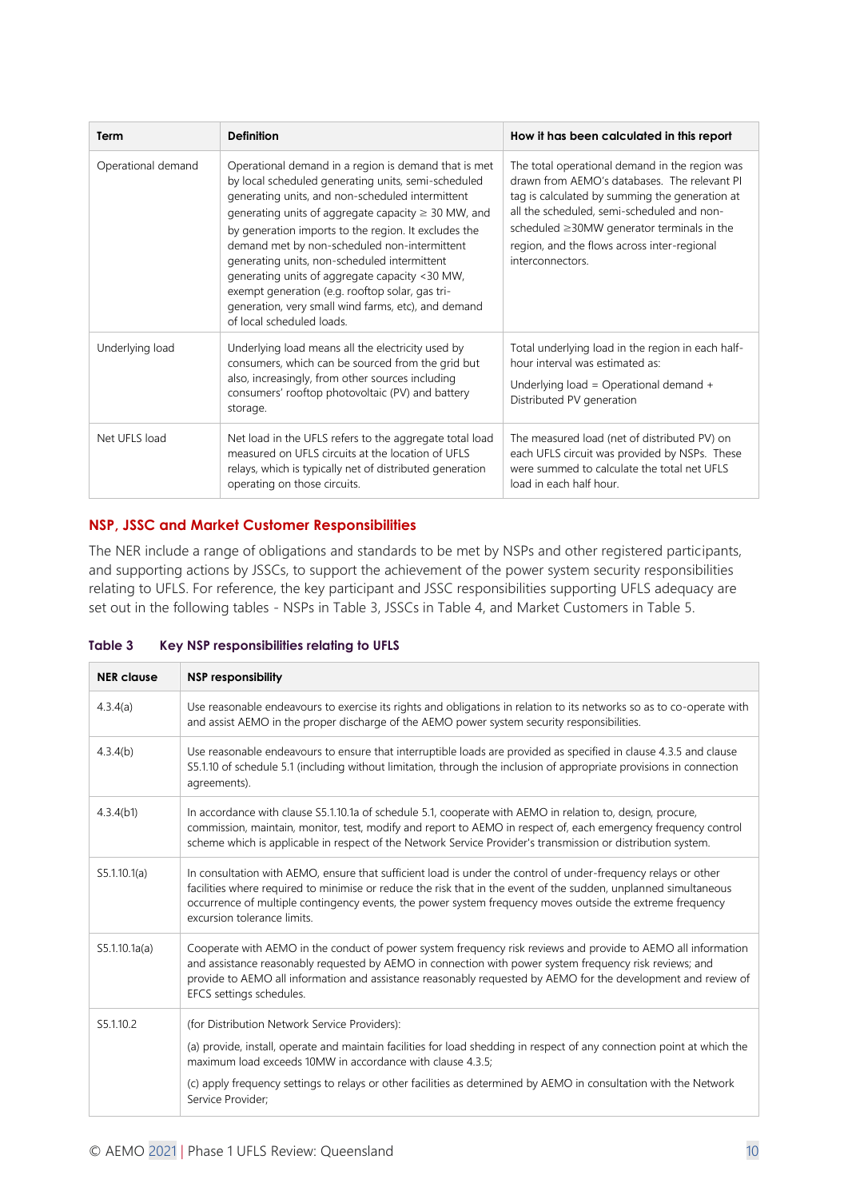| Term | Definition | How it has been calculated in this report |
|---|---|---|
| Operational demand | Operational demand in a region is demand that is met by local scheduled generating units, semi-scheduled generating units, and non-scheduled intermittent generating units of aggregate capacity ≥ 30 MW, and by generation imports to the region. It excludes the demand met by non-scheduled non-intermittent generating units, non-scheduled intermittent generating units of aggregate capacity <30 MW, exempt generation (e.g. rooftop solar, gas tri-generation, very small wind farms, etc), and demand of local scheduled loads. | The total operational demand in the region was drawn from AEMO's databases. The relevant PI tag is calculated by summing the generation at all the scheduled, semi-scheduled and non-scheduled ≥30MW generator terminals in the region, and the flows across inter-regional interconnectors. |
| Underlying load | Underlying load means all the electricity used by consumers, which can be sourced from the grid but also, increasingly, from other sources including consumers' rooftop photovoltaic (PV) and battery storage. | Total underlying load in the region in each half-hour interval was estimated as:<br><br>Underlying load = Operational demand + Distributed PV generation |
| Net UFLS load | Net load in the UFLS refers to the aggregate total load measured on UFLS circuits at the location of UFLS relays, which is typically net of distributed generation operating on those circuits. | The measured load (net of distributed PV) on each UFLS circuit was provided by NSPs. These were summed to calculate the total net UFLS load in each half hour. |

## NSP, JSSC and Market Customer Responsibilities

The NER include a range of obligations and standards to be met by NSPs and other registered participants, and supporting actions by JSSCs, to support the achievement of the power system security responsibilities relating to UFLS. For reference, the key participant and JSSC responsibilities supporting UFLS adequacy are set out in the following tables - NSPs in Table 3, JSSCs in Table 4, and Market Customers in Table 5.

**Table 3 Key NSP responsibilities relating to UFLS**

| NER clause | NSP responsibility |
|---|---|
| 4.3.4(a) | Use reasonable endeavours to exercise its rights and obligations in relation to its networks so as to co-operate with and assist AEMO in the proper discharge of the AEMO power system security responsibilities. |
| 4.3.4(b) | Use reasonable endeavours to ensure that interruptible loads are provided as specified in clause 4.3.5 and clause S5.1.10 of schedule 5.1 (including without limitation, through the inclusion of appropriate provisions in connection agreements). |
| 4.3.4(b1) | In accordance with clause S5.1.10.1a of schedule 5.1, cooperate with AEMO in relation to, design, procure, commission, maintain, monitor, test, modify and report to AEMO in respect of, each emergency frequency control scheme which is applicable in respect of the Network Service Provider's transmission or distribution system. |
| S5.1.10.1(a) | In consultation with AEMO, ensure that sufficient load is under the control of under-frequency relays or other facilities where required to minimise or reduce the risk that in the event of the sudden, unplanned simultaneous occurrence of multiple contingency events, the power system frequency moves outside the extreme frequency excursion tolerance limits. |
| S5.1.10.1a(a) | Cooperate with AEMO in the conduct of power system frequency risk reviews and provide to AEMO all information and assistance reasonably requested by AEMO in connection with power system frequency risk reviews; and provide to AEMO all information and assistance reasonably requested by AEMO for the development and review of EFCS settings schedules. |
| S5.1.10.2 | (for Distribution Network Service Providers):<br><br>(a) provide, install, operate and maintain facilities for load shedding in respect of any connection point at which the maximum load exceeds 10MW in accordance with clause 4.3.5;<br><br>(c) apply frequency settings to relays or other facilities as determined by AEMO in consultation with the Network Service Provider; |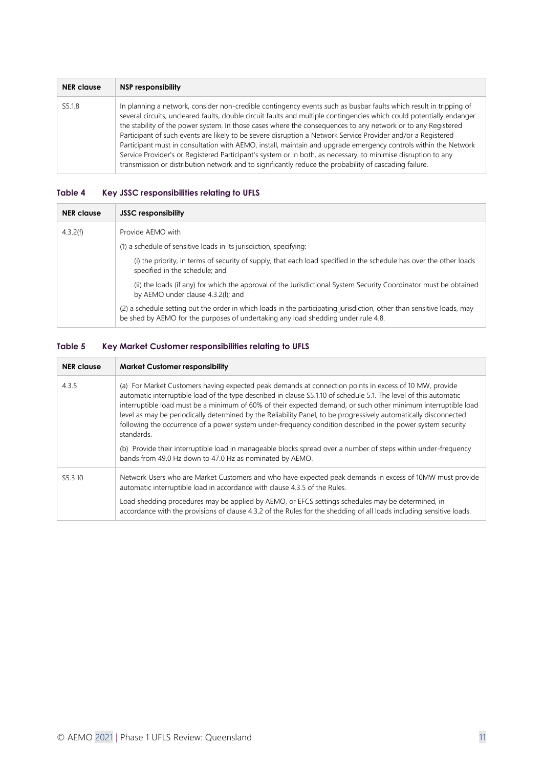| NER clause | NSP responsibility |
|---|---|
| S5.1.8 | In planning a network, consider non-credible contingency events such as busbar faults which result in tripping of several circuits, uncleared faults, double circuit faults and multiple contingencies which could potentially endanger the stability of the power system. In those cases where the consequences to any network or to any Registered Participant of such events are likely to be severe disruption a Network Service Provider and/or a Registered Participant must in consultation with AEMO, install, maintain and upgrade emergency controls within the Network Service Provider's or Registered Participant's system or in both, as necessary, to minimise disruption to any transmission or distribution network and to significantly reduce the probability of cascading failure. |

**Table 4 Key JSSC responsibilities relating to UFLS**

| NER clause | JSSC responsibility |
|---|---|
| 4.3.2(f) | Provide AEMO with<br>(1) a schedule of sensitive loads in its jurisdiction, specifying:<br>(i) the priority, in terms of security of supply, that each load specified in the schedule has over the other loads specified in the schedule; and<br>(ii) the loads (if any) for which the approval of the Jurisdictional System Security Coordinator must be obtained by AEMO under clause 4.3.2(l); and<br>(2) a schedule setting out the order in which loads in the participating jurisdiction, other than sensitive loads, may be shed by AEMO for the purposes of undertaking any load shedding under rule 4.8. |

**Table 5 Key Market Customer responsibilities relating to UFLS**

| NER clause | Market Customer responsibility |
|---|---|
| 4.3.5 | (a) For Market Customers having expected peak demands at connection points in excess of 10 MW, provide automatic interruptible load of the type described in clause S5.1.10 of schedule 5.1. The level of this automatic interruptible load must be a minimum of 60% of their expected demand, or such other minimum interruptible load level as may be periodically determined by the Reliability Panel, to be progressively automatically disconnected following the occurrence of a power system under-frequency condition described in the power system security standards.<br>(b) Provide their interruptible load in manageable blocks spread over a number of steps within under-frequency bands from 49.0 Hz down to 47.0 Hz as nominated by AEMO. |
| S5.3.10 | Network Users who are Market Customers and who have expected peak demands in excess of 10MW must provide automatic interruptible load in accordance with clause 4.3.5 of the Rules.<br>Load shedding procedures may be applied by AEMO, or EFCS settings schedules may be determined, in accordance with the provisions of clause 4.3.2 of the Rules for the shedding of all loads including sensitive loads. |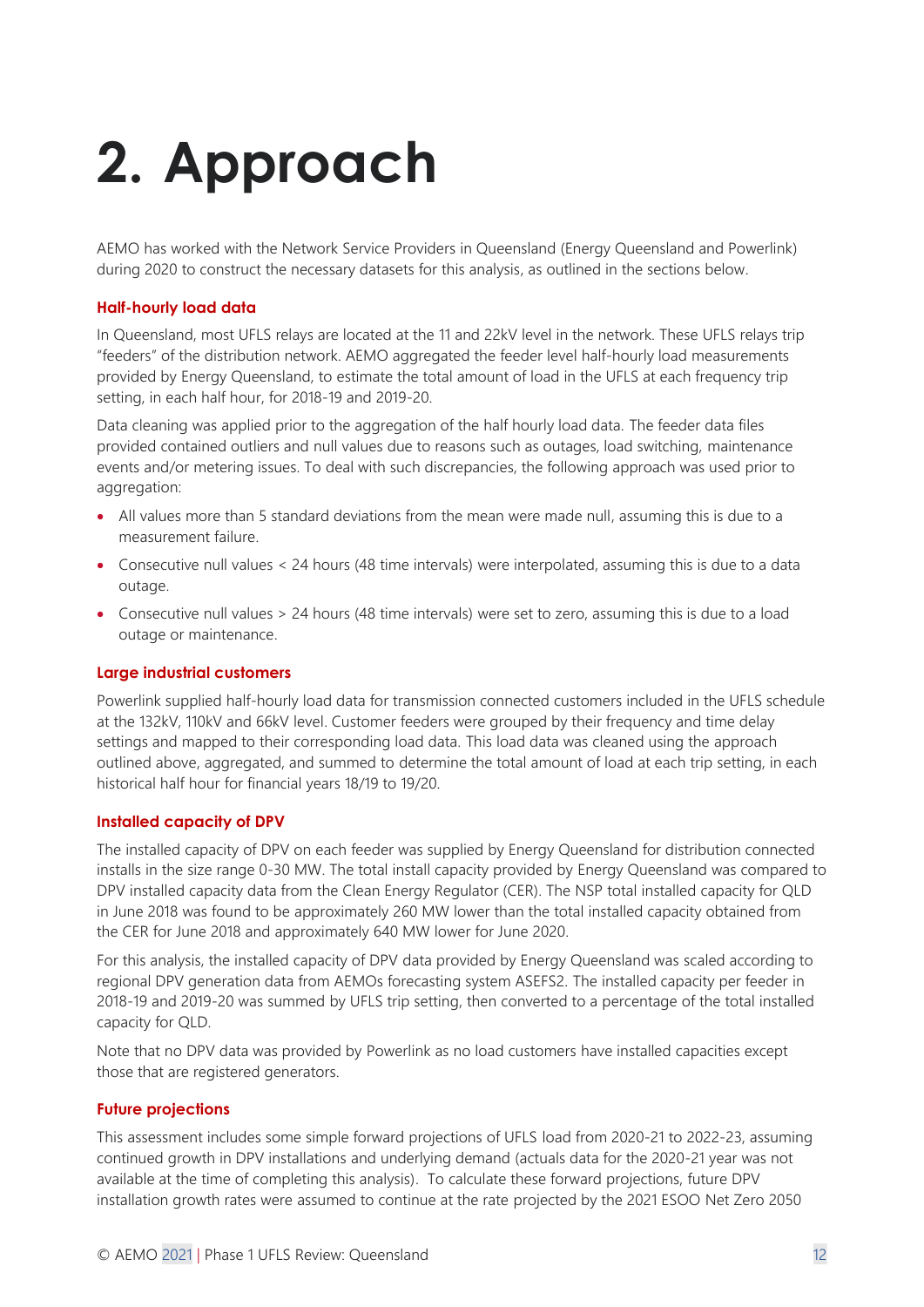# 2. Approach

AEMO has worked with the Network Service Providers in Queensland (Energy Queensland and Powerlink) during 2020 to construct the necessary datasets for this analysis, as outlined in the sections below.

### Half-hourly load data

In Queensland, most UFLS relays are located at the 11 and 22kV level in the network. These UFLS relays trip "feeders" of the distribution network. AEMO aggregated the feeder level half-hourly load measurements provided by Energy Queensland, to estimate the total amount of load in the UFLS at each frequency trip setting, in each half hour, for 2018-19 and 2019-20.

Data cleaning was applied prior to the aggregation of the half hourly load data. The feeder data files provided contained outliers and null values due to reasons such as outages, load switching, maintenance events and/or metering issues. To deal with such discrepancies, the following approach was used prior to aggregation:

- All values more than 5 standard deviations from the mean were made null, assuming this is due to a measurement failure.
- Consecutive null values < 24 hours (48 time intervals) were interpolated, assuming this is due to a data outage.
- Consecutive null values > 24 hours (48 time intervals) were set to zero, assuming this is due to a load outage or maintenance.

### Large industrial customers

Powerlink supplied half-hourly load data for transmission connected customers included in the UFLS schedule at the 132kV, 110kV and 66kV level. Customer feeders were grouped by their frequency and time delay settings and mapped to their corresponding load data. This load data was cleaned using the approach outlined above, aggregated, and summed to determine the total amount of load at each trip setting, in each historical half hour for financial years 18/19 to 19/20.

### Installed capacity of DPV

The installed capacity of DPV on each feeder was supplied by Energy Queensland for distribution connected installs in the size range 0-30 MW. The total install capacity provided by Energy Queensland was compared to DPV installed capacity data from the Clean Energy Regulator (CER). The NSP total installed capacity for QLD in June 2018 was found to be approximately 260 MW lower than the total installed capacity obtained from the CER for June 2018 and approximately 640 MW lower for June 2020.

For this analysis, the installed capacity of DPV data provided by Energy Queensland was scaled according to regional DPV generation data from AEMOs forecasting system ASEFS2. The installed capacity per feeder in 2018-19 and 2019-20 was summed by UFLS trip setting, then converted to a percentage of the total installed capacity for QLD.

Note that no DPV data was provided by Powerlink as no load customers have installed capacities except those that are registered generators.

### Future projections

This assessment includes some simple forward projections of UFLS load from 2020-21 to 2022-23, assuming continued growth in DPV installations and underlying demand (actuals data for the 2020-21 year was not available at the time of completing this analysis). To calculate these forward projections, future DPV installation growth rates were assumed to continue at the rate projected by the 2021 ESOO Net Zero 2050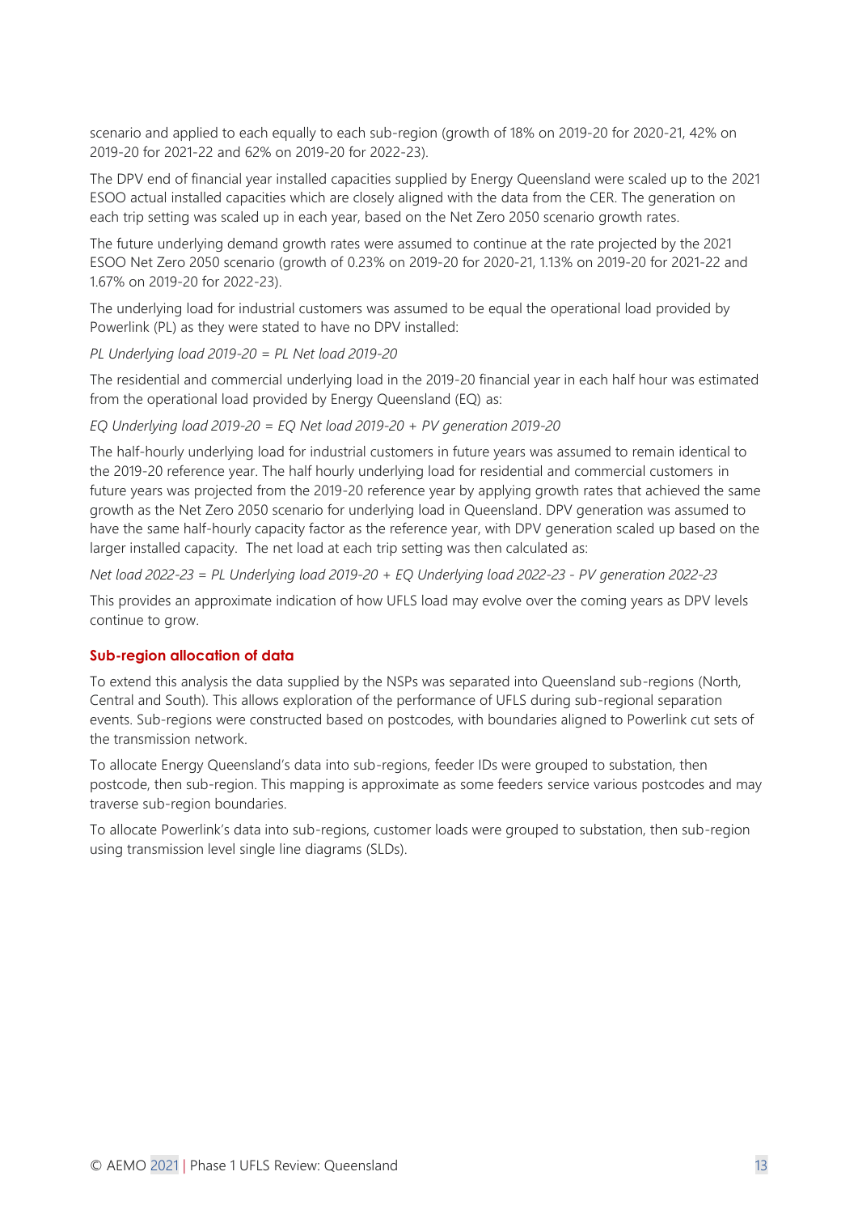scenario and applied to each equally to each sub-region (growth of 18% on 2019-20 for 2020-21, 42% on 2019-20 for 2021-22 and 62% on 2019-20 for 2022-23).

The DPV end of financial year installed capacities supplied by Energy Queensland were scaled up to the 2021 ESOO actual installed capacities which are closely aligned with the data from the CER. The generation on each trip setting was scaled up in each year, based on the Net Zero 2050 scenario growth rates.

The future underlying demand growth rates were assumed to continue at the rate projected by the 2021 ESOO Net Zero 2050 scenario (growth of 0.23% on 2019-20 for 2020-21, 1.13% on 2019-20 for 2021-22 and 1.67% on 2019-20 for 2022-23).

The underlying load for industrial customers was assumed to be equal the operational load provided by Powerlink (PL) as they were stated to have no DPV installed:

*PL Underlying load 2019-20 = PL Net load 2019-20*

The residential and commercial underlying load in the 2019-20 financial year in each half hour was estimated from the operational load provided by Energy Queensland (EQ) as:

*EQ Underlying load 2019-20 = EQ Net load 2019-20 + PV generation 2019-20*

The half-hourly underlying load for industrial customers in future years was assumed to remain identical to the 2019-20 reference year. The half hourly underlying load for residential and commercial customers in future years was projected from the 2019-20 reference year by applying growth rates that achieved the same growth as the Net Zero 2050 scenario for underlying load in Queensland. DPV generation was assumed to have the same half-hourly capacity factor as the reference year, with DPV generation scaled up based on the larger installed capacity. The net load at each trip setting was then calculated as:

*Net load 2022-23 = PL Underlying load 2019-20 + EQ Underlying load 2022-23 - PV generation 2022-23*

This provides an approximate indication of how UFLS load may evolve over the coming years as DPV levels continue to grow.

### Sub-region allocation of data

To extend this analysis the data supplied by the NSPs was separated into Queensland sub-regions (North, Central and South). This allows exploration of the performance of UFLS during sub-regional separation events. Sub-regions were constructed based on postcodes, with boundaries aligned to Powerlink cut sets of the transmission network.

To allocate Energy Queensland's data into sub-regions, feeder IDs were grouped to substation, then postcode, then sub-region. This mapping is approximate as some feeders service various postcodes and may traverse sub-region boundaries.

To allocate Powerlink's data into sub-regions, customer loads were grouped to substation, then sub-region using transmission level single line diagrams (SLDs).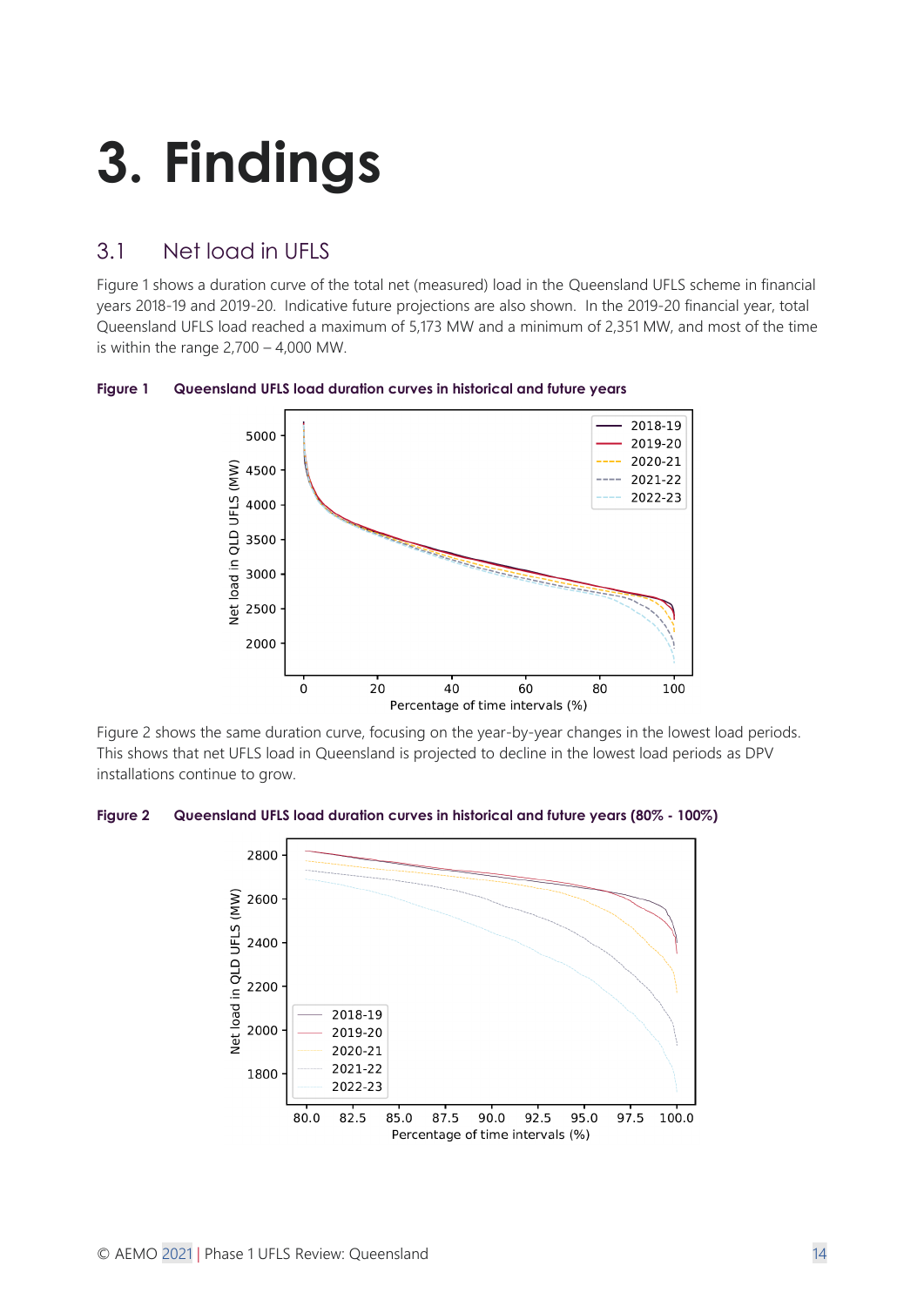# 3. Findings

## 3.1 Net load in UFLS

Figure 1 shows a duration curve of the total net (measured) load in the Queensland UFLS scheme in financial years 2018-19 and 2019-20. Indicative future projections are also shown. In the 2019-20 financial year, total Queensland UFLS load reached a maximum of 5,173 MW and a minimum of 2,351 MW, and most of the time is within the range 2,700 – 4,000 MW.

**Figure 1 Queensland UFLS load duration curves in historical and future years**

Figure 2 shows the same duration curve, focusing on the year-by-year changes in the lowest load periods. This shows that net UFLS load in Queensland is projected to decline in the lowest load periods as DPV installations continue to grow.

**Figure 2 Queensland UFLS load duration curves in historical and future years (80% - 100%)**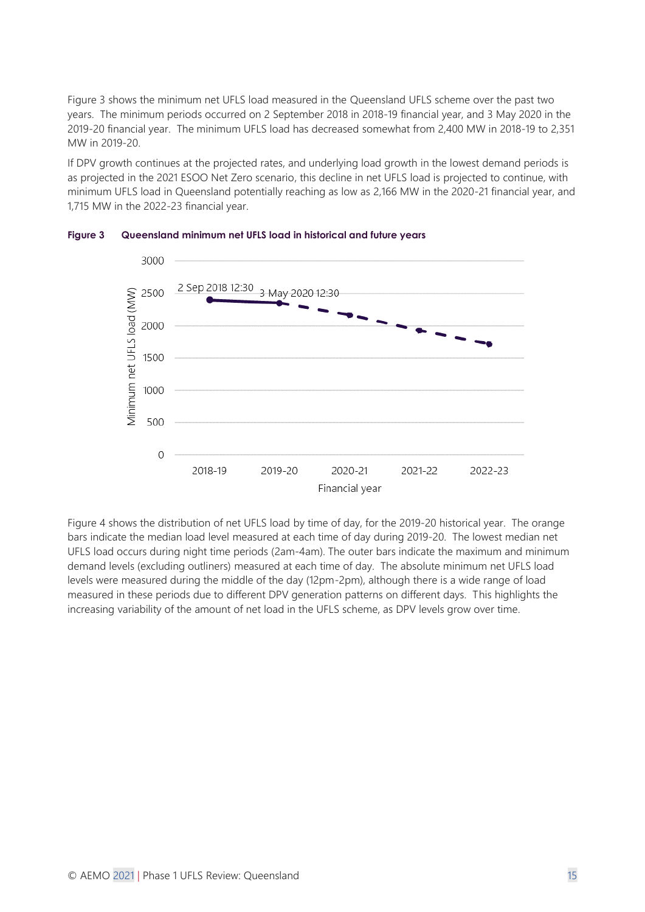Figure 3 shows the minimum net UFLS load measured in the Queensland UFLS scheme over the past two years. The minimum periods occurred on 2 September 2018 in 2018-19 financial year, and 3 May 2020 in the 2019-20 financial year. The minimum UFLS load has decreased somewhat from 2,400 MW in 2018-19 to 2,351 MW in 2019-20.

If DPV growth continues at the projected rates, and underlying load growth in the lowest demand periods is as projected in the 2021 ESOO Net Zero scenario, this decline in net UFLS load is projected to continue, with minimum UFLS load in Queensland potentially reaching as low as 2,166 MW in the 2020-21 financial year, and 1,715 MW in the 2022-23 financial year.

**Figure 3 Queensland minimum net UFLS load in historical and future years**

Figure 4 shows the distribution of net UFLS load by time of day, for the 2019-20 historical year. The orange bars indicate the median load level measured at each time of day during 2019-20. The lowest median net UFLS load occurs during night time periods (2am-4am). The outer bars indicate the maximum and minimum demand levels (excluding outliners) measured at each time of day. The absolute minimum net UFLS load levels were measured during the middle of the day (12pm-2pm), although there is a wide range of load measured in these periods due to different DPV generation patterns on different days. This highlights the increasing variability of the amount of net load in the UFLS scheme, as DPV levels grow over time.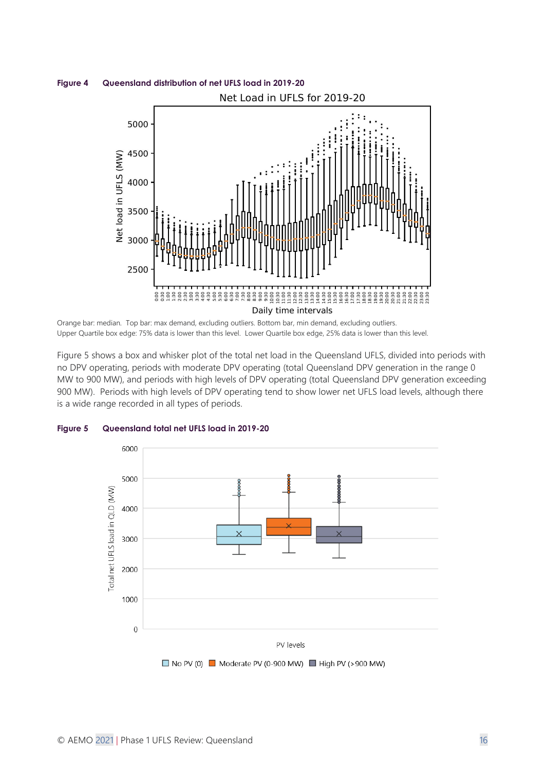**Figure 4 Queensland distribution of net UFLS load in 2019-20**

Orange bar: median. Top bar: max demand, excluding outliers. Bottom bar, min demand, excluding outliers. Upper Quartile box edge: 75% data is lower than this level. Lower Quartile box edge, 25% data is lower than this level.

Figure 5 shows a box and whisker plot of the total net load in the Queensland UFLS, divided into periods with no DPV operating, periods with moderate DPV operating (total Queensland DPV generation in the range 0 MW to 900 MW), and periods with high levels of DPV operating (total Queensland DPV generation exceeding 900 MW). Periods with high levels of DPV operating tend to show lower net UFLS load levels, although there is a wide range recorded in all types of periods.

**Figure 5 Queensland total net UFLS load in 2019-20**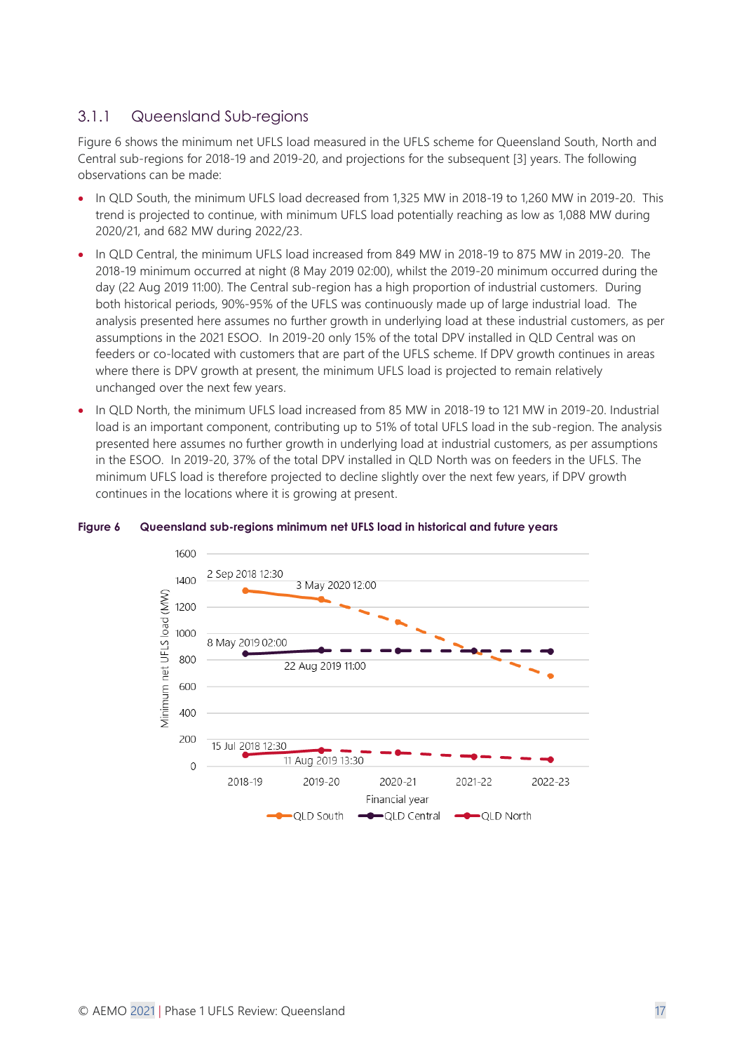### 3.1.1 Queensland Sub-regions

Figure 6 shows the minimum net UFLS load measured in the UFLS scheme for Queensland South, North and Central sub-regions for 2018-19 and 2019-20, and projections for the subsequent [3] years. The following observations can be made:

- In QLD South, the minimum UFLS load decreased from 1,325 MW in 2018-19 to 1,260 MW in 2019-20. This trend is projected to continue, with minimum UFLS load potentially reaching as low as 1,088 MW during 2020/21, and 682 MW during 2022/23.
- In QLD Central, the minimum UFLS load increased from 849 MW in 2018-19 to 875 MW in 2019-20. The 2018-19 minimum occurred at night (8 May 2019 02:00), whilst the 2019-20 minimum occurred during the day (22 Aug 2019 11:00). The Central sub-region has a high proportion of industrial customers. During both historical periods, 90%-95% of the UFLS was continuously made up of large industrial load. The analysis presented here assumes no further growth in underlying load at these industrial customers, as per assumptions in the 2021 ESOO. In 2019-20 only 15% of the total DPV installed in QLD Central was on feeders or co-located with customers that are part of the UFLS scheme. If DPV growth continues in areas where there is DPV growth at present, the minimum UFLS load is projected to remain relatively unchanged over the next few years.
- In QLD North, the minimum UFLS load increased from 85 MW in 2018-19 to 121 MW in 2019-20. Industrial load is an important component, contributing up to 51% of total UFLS load in the sub-region. The analysis presented here assumes no further growth in underlying load at industrial customers, as per assumptions in the ESOO. In 2019-20, 37% of the total DPV installed in QLD North was on feeders in the UFLS. The minimum UFLS load is therefore projected to decline slightly over the next few years, if DPV growth continues in the locations where it is growing at present.

**Figure 6 Queensland sub-regions minimum net UFLS load in historical and future years**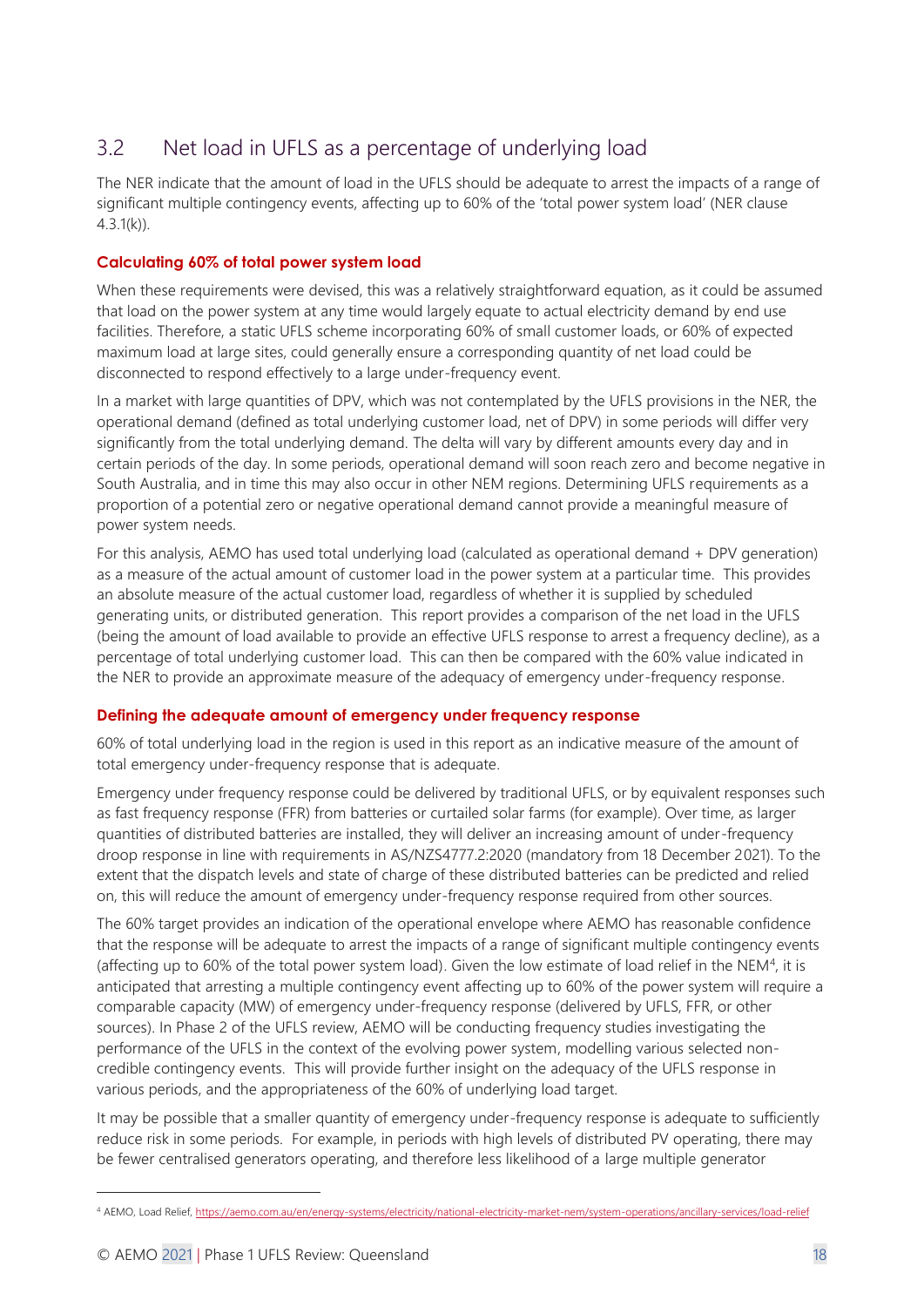## 3.2 Net load in UFLS as a percentage of underlying load

The NER indicate that the amount of load in the UFLS should be adequate to arrest the impacts of a range of significant multiple contingency events, affecting up to 60% of the 'total power system load' (NER clause 4.3.1(k)).

### Calculating 60% of total power system load

When these requirements were devised, this was a relatively straightforward equation, as it could be assumed that load on the power system at any time would largely equate to actual electricity demand by end use facilities. Therefore, a static UFLS scheme incorporating 60% of small customer loads, or 60% of expected maximum load at large sites, could generally ensure a corresponding quantity of net load could be disconnected to respond effectively to a large under-frequency event.

In a market with large quantities of DPV, which was not contemplated by the UFLS provisions in the NER, the operational demand (defined as total underlying customer load, net of DPV) in some periods will differ very significantly from the total underlying demand. The delta will vary by different amounts every day and in certain periods of the day. In some periods, operational demand will soon reach zero and become negative in South Australia, and in time this may also occur in other NEM regions. Determining UFLS requirements as a proportion of a potential zero or negative operational demand cannot provide a meaningful measure of power system needs.

For this analysis, AEMO has used total underlying load (calculated as operational demand + DPV generation) as a measure of the actual amount of customer load in the power system at a particular time. This provides an absolute measure of the actual customer load, regardless of whether it is supplied by scheduled generating units, or distributed generation. This report provides a comparison of the net load in the UFLS (being the amount of load available to provide an effective UFLS response to arrest a frequency decline), as a percentage of total underlying customer load. This can then be compared with the 60% value indicated in the NER to provide an approximate measure of the adequacy of emergency under-frequency response.

### Defining the adequate amount of emergency under frequency response

60% of total underlying load in the region is used in this report as an indicative measure of the amount of total emergency under-frequency response that is adequate.

Emergency under frequency response could be delivered by traditional UFLS, or by equivalent responses such as fast frequency response (FFR) from batteries or curtailed solar farms (for example). Over time, as larger quantities of distributed batteries are installed, they will deliver an increasing amount of under-frequency droop response in line with requirements in AS/NZS4777.2:2020 (mandatory from 18 December 2021). To the extent that the dispatch levels and state of charge of these distributed batteries can be predicted and relied on, this will reduce the amount of emergency under-frequency response required from other sources.

The 60% target provides an indication of the operational envelope where AEMO has reasonable confidence that the response will be adequate to arrest the impacts of a range of significant multiple contingency events (affecting up to 60% of the total power system load). Given the low estimate of load relief in the NEM[4], it is anticipated that arresting a multiple contingency event affecting up to 60% of the power system will require a comparable capacity (MW) of emergency under-frequency response (delivered by UFLS, FFR, or other sources). In Phase 2 of the UFLS review, AEMO will be conducting frequency studies investigating the performance of the UFLS in the context of the evolving power system, modelling various selected non-credible contingency events. This will provide further insight on the adequacy of the UFLS response in various periods, and the appropriateness of the 60% of underlying load target.

It may be possible that a smaller quantity of emergency under-frequency response is adequate to sufficiently reduce risk in some periods. For example, in periods with high levels of distributed PV operating, there may be fewer centralised generators operating, and therefore less likelihood of a large multiple generator

[4] AEMO, Load Relief, https://aemo.com.au/en/energy-systems/electricity/national-electricity-market-nem/system-operations/ancillary-services/load-relief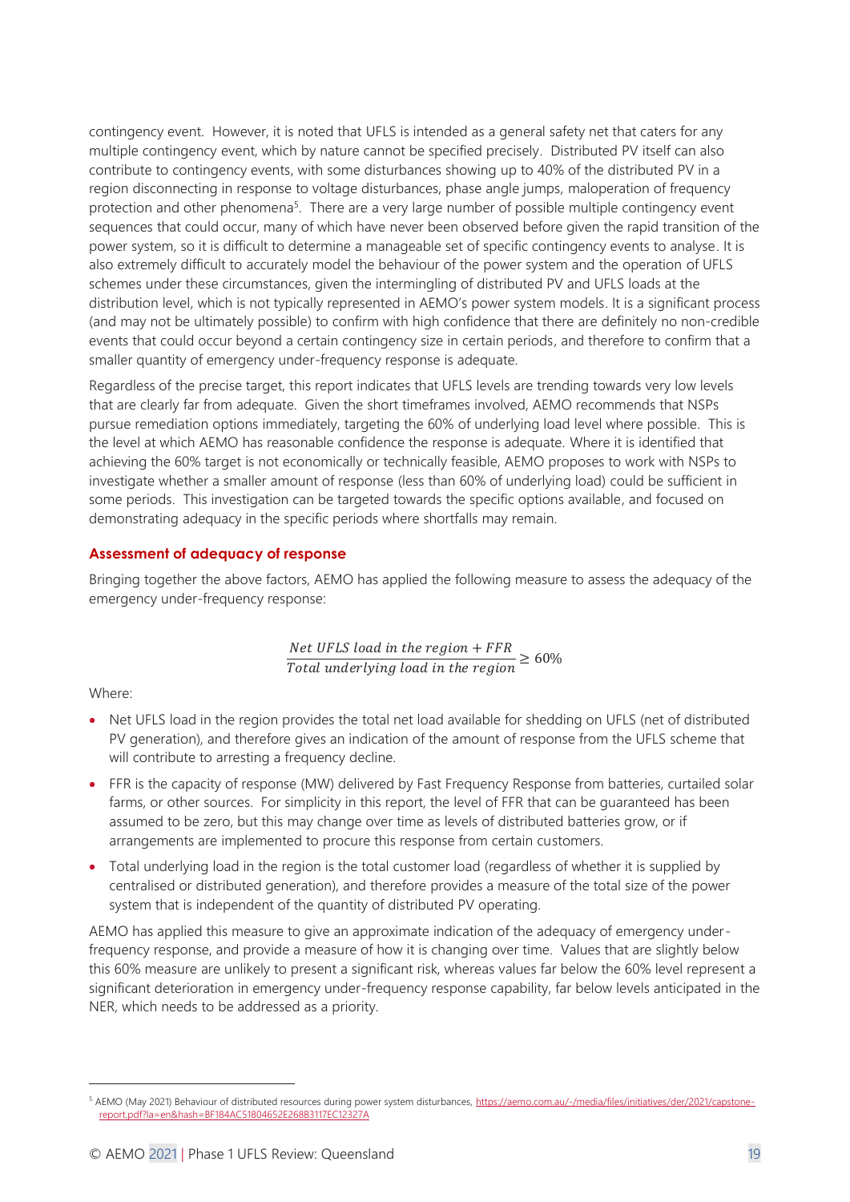contingency event. However, it is noted that UFLS is intended as a general safety net that caters for any multiple contingency event, which by nature cannot be specified precisely. Distributed PV itself can also contribute to contingency events, with some disturbances showing up to 40% of the distributed PV in a region disconnecting in response to voltage disturbances, phase angle jumps, maloperation of frequency protection and other phenomena[5]. There are a very large number of possible multiple contingency event sequences that could occur, many of which have never been observed before given the rapid transition of the power system, so it is difficult to determine a manageable set of specific contingency events to analyse. It is also extremely difficult to accurately model the behaviour of the power system and the operation of UFLS schemes under these circumstances, given the intermingling of distributed PV and UFLS loads at the distribution level, which is not typically represented in AEMO's power system models. It is a significant process (and may not be ultimately possible) to confirm with high confidence that there are definitely no non-credible events that could occur beyond a certain contingency size in certain periods, and therefore to confirm that a smaller quantity of emergency under-frequency response is adequate.

Regardless of the precise target, this report indicates that UFLS levels are trending towards very low levels that are clearly far from adequate. Given the short timeframes involved, AEMO recommends that NSPs pursue remediation options immediately, targeting the 60% of underlying load level where possible. This is the level at which AEMO has reasonable confidence the response is adequate. Where it is identified that achieving the 60% target is not economically or technically feasible, AEMO proposes to work with NSPs to investigate whether a smaller amount of response (less than 60% of underlying load) could be sufficient in some periods. This investigation can be targeted towards the specific options available, and focused on demonstrating adequacy in the specific periods where shortfalls may remain.

### Assessment of adequacy of response

Bringing together the above factors, AEMO has applied the following measure to assess the adequacy of the emergency under-frequency response:

$$\frac{Net\ UFLS\ load\ in\ the\ region + FFR}{Total\ underlying\ load\ in\ the\ region} \geq 60\%$$

Where:

- Net UFLS load in the region provides the total net load available for shedding on UFLS (net of distributed PV generation), and therefore gives an indication of the amount of response from the UFLS scheme that will contribute to arresting a frequency decline.
- FFR is the capacity of response (MW) delivered by Fast Frequency Response from batteries, curtailed solar farms, or other sources. For simplicity in this report, the level of FFR that can be guaranteed has been assumed to be zero, but this may change over time as levels of distributed batteries grow, or if arrangements are implemented to procure this response from certain customers.
- Total underlying load in the region is the total customer load (regardless of whether it is supplied by centralised or distributed generation), and therefore provides a measure of the total size of the power system that is independent of the quantity of distributed PV operating.

AEMO has applied this measure to give an approximate indication of the adequacy of emergency under-frequency response, and provide a measure of how it is changing over time. Values that are slightly below this 60% measure are unlikely to present a significant risk, whereas values far below the 60% level represent a significant deterioration in emergency under-frequency response capability, far below levels anticipated in the NER, which needs to be addressed as a priority.

---

[5] AEMO (May 2021) Behaviour of distributed resources during power system disturbances, https://aemo.com.au/-/media/files/initiatives/der/2021/capstone-report.pdf?la=en&hash=BF184AC51804652E268B3117EC12327A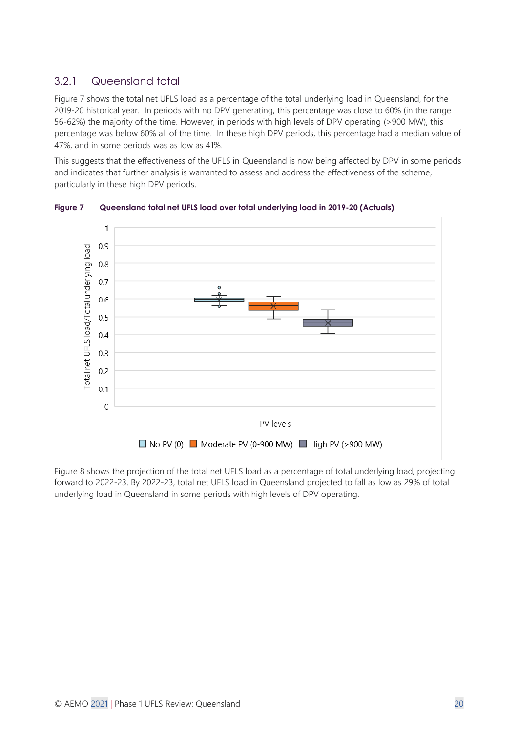### 3.2.1 Queensland total

Figure 7 shows the total net UFLS load as a percentage of the total underlying load in Queensland, for the 2019-20 historical year. In periods with no DPV generating, this percentage was close to 60% (in the range 56-62%) the majority of the time. However, in periods with high levels of DPV operating (>900 MW), this percentage was below 60% all of the time. In these high DPV periods, this percentage had a median value of 47%, and in some periods was as low as 41%.

This suggests that the effectiveness of the UFLS in Queensland is now being affected by DPV in some periods and indicates that further analysis is warranted to assess and address the effectiveness of the scheme, particularly in these high DPV periods.

**Figure 7 Queensland total net UFLS load over total underlying load in 2019-20 (Actuals)**

Figure 8 shows the projection of the total net UFLS load as a percentage of total underlying load, projecting forward to 2022-23. By 2022-23, total net UFLS load in Queensland projected to fall as low as 29% of total underlying load in Queensland in some periods with high levels of DPV operating.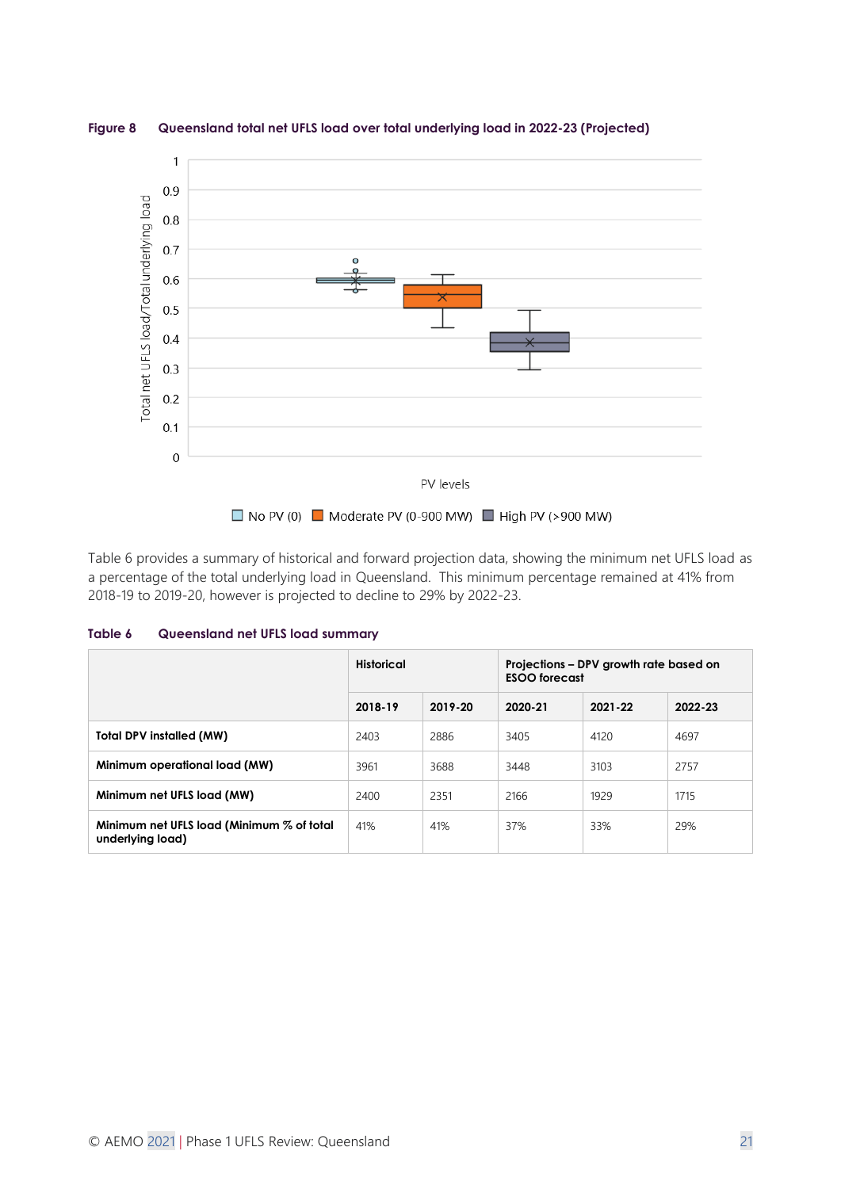**Figure 8 Queensland total net UFLS load over total underlying load in 2022-23 (Projected)**

Table 6 provides a summary of historical and forward projection data, showing the minimum net UFLS load as a percentage of the total underlying load in Queensland. This minimum percentage remained at 41% from 2018-19 to 2019-20, however is projected to decline to 29% by 2022-23.

**Table 6 Queensland net UFLS load summary**

| | Historical | | Projections – DPV growth rate based on ESOO forecast | | |
|---|---|---|---|---|---|
| | 2018-19 | 2019-20 | 2020-21 | 2021-22 | 2022-23 |
| **Total DPV installed (MW)** | 2403 | 2886 | 3405 | 4120 | 4697 |
| **Minimum operational load (MW)** | 3961 | 3688 | 3448 | 3103 | 2757 |
| **Minimum net UFLS load (MW)** | 2400 | 2351 | 2166 | 1929 | 1715 |
| **Minimum net UFLS load (Minimum % of total underlying load)** | 41% | 41% | 37% | 33% | 29% |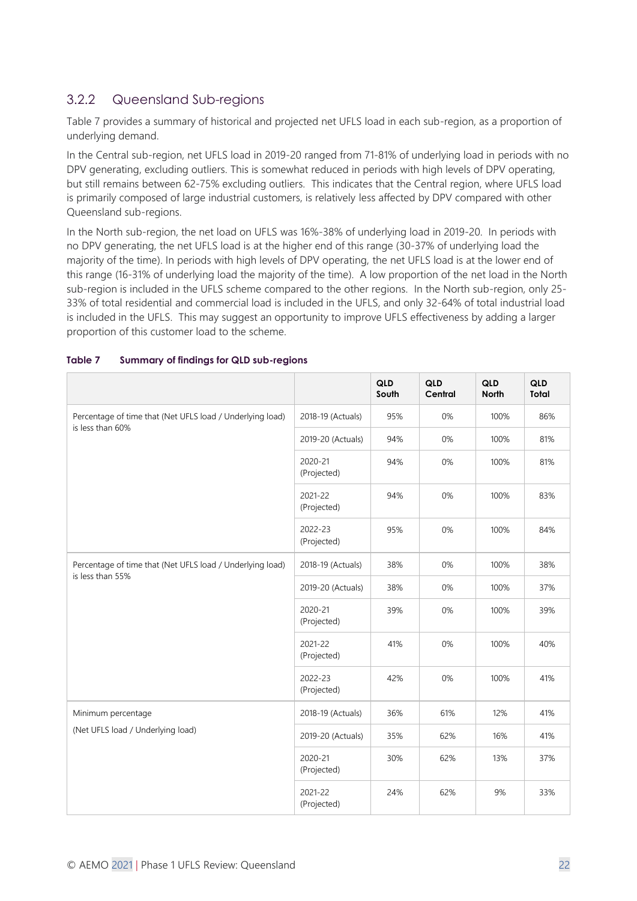### 3.2.2 Queensland Sub-regions

Table 7 provides a summary of historical and projected net UFLS load in each sub-region, as a proportion of underlying demand.

In the Central sub-region, net UFLS load in 2019-20 ranged from 71-81% of underlying load in periods with no DPV generating, excluding outliers. This is somewhat reduced in periods with high levels of DPV operating, but still remains between 62-75% excluding outliers. This indicates that the Central region, where UFLS load is primarily composed of large industrial customers, is relatively less affected by DPV compared with other Queensland sub-regions.

In the North sub-region, the net load on UFLS was 16%-38% of underlying load in 2019-20. In periods with no DPV generating, the net UFLS load is at the higher end of this range (30-37% of underlying load the majority of the time). In periods with high levels of DPV operating, the net UFLS load is at the lower end of this range (16-31% of underlying load the majority of the time). A low proportion of the net load in the North sub-region is included in the UFLS scheme compared to the other regions. In the North sub-region, only 25-33% of total residential and commercial load is included in the UFLS, and only 32-64% of total industrial load is included in the UFLS. This may suggest an opportunity to improve UFLS effectiveness by adding a larger proportion of this customer load to the scheme.

**Table 7 Summary of findings for QLD sub-regions**

| | | QLD South | QLD Central | QLD North | QLD Total |
|---|---|---|---|---|---|
| Percentage of time that (Net UFLS load / Underlying load) is less than 60% | 2018-19 (Actuals) | 95% | 0% | 100% | 86% |
| | 2019-20 (Actuals) | 94% | 0% | 100% | 81% |
| | 2020-21 (Projected) | 94% | 0% | 100% | 81% |
| | 2021-22 (Projected) | 94% | 0% | 100% | 83% |
| | 2022-23 (Projected) | 95% | 0% | 100% | 84% |
| Percentage of time that (Net UFLS load / Underlying load) is less than 55% | 2018-19 (Actuals) | 38% | 0% | 100% | 38% |
| | 2019-20 (Actuals) | 38% | 0% | 100% | 37% |
| | 2020-21 (Projected) | 39% | 0% | 100% | 39% |
| | 2021-22 (Projected) | 41% | 0% | 100% | 40% |
| | 2022-23 (Projected) | 42% | 0% | 100% | 41% |
| Minimum percentage (Net UFLS load / Underlying load) | 2018-19 (Actuals) | 36% | 61% | 12% | 41% |
| | 2019-20 (Actuals) | 35% | 62% | 16% | 41% |
| | 2020-21 (Projected) | 30% | 62% | 13% | 37% |
| | 2021-22 (Projected) | 24% | 62% | 9% | 33% |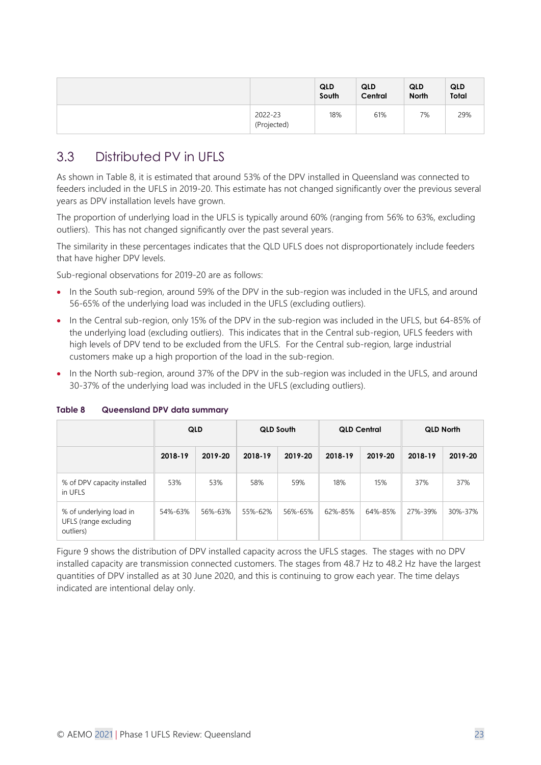| | | QLD South | QLD Central | QLD North | QLD Total |
|---|---|---|---|---|---|
| | 2022-23 (Projected) | 18% | 61% | 7% | 29% |

## 3.3 Distributed PV in UFLS

As shown in Table 8, it is estimated that around 53% of the DPV installed in Queensland was connected to feeders included in the UFLS in 2019-20. This estimate has not changed significantly over the previous several years as DPV installation levels have grown.

The proportion of underlying load in the UFLS is typically around 60% (ranging from 56% to 63%, excluding outliers). This has not changed significantly over the past several years.

The similarity in these percentages indicates that the QLD UFLS does not disproportionately include feeders that have higher DPV levels.

Sub-regional observations for 2019-20 are as follows:

- In the South sub-region, around 59% of the DPV in the sub-region was included in the UFLS, and around 56-65% of the underlying load was included in the UFLS (excluding outliers).
- In the Central sub-region, only 15% of the DPV in the sub-region was included in the UFLS, but 64-85% of the underlying load (excluding outliers). This indicates that in the Central sub-region, UFLS feeders with high levels of DPV tend to be excluded from the UFLS. For the Central sub-region, large industrial customers make up a high proportion of the load in the sub-region.
- In the North sub-region, around 37% of the DPV in the sub-region was included in the UFLS, and around 30-37% of the underlying load was included in the UFLS (excluding outliers).

**Table 8 Queensland DPV data summary**

| | QLD | | QLD South | | QLD Central | | QLD North | |
|---|---|---|---|---|---|---|---|---|
| | 2018-19 | 2019-20 | 2018-19 | 2019-20 | 2018-19 | 2019-20 | 2018-19 | 2019-20 |
| % of DPV capacity installed in UFLS | 53% | 53% | 58% | 59% | 18% | 15% | 37% | 37% |
| % of underlying load in UFLS (range excluding outliers) | 54%-63% | 56%-63% | 55%-62% | 56%-65% | 62%-85% | 64%-85% | 27%-39% | 30%-37% |

Figure 9 shows the distribution of DPV installed capacity across the UFLS stages. The stages with no DPV installed capacity are transmission connected customers. The stages from 48.7 Hz to 48.2 Hz have the largest quantities of DPV installed as at 30 June 2020, and this is continuing to grow each year. The time delays indicated are intentional delay only.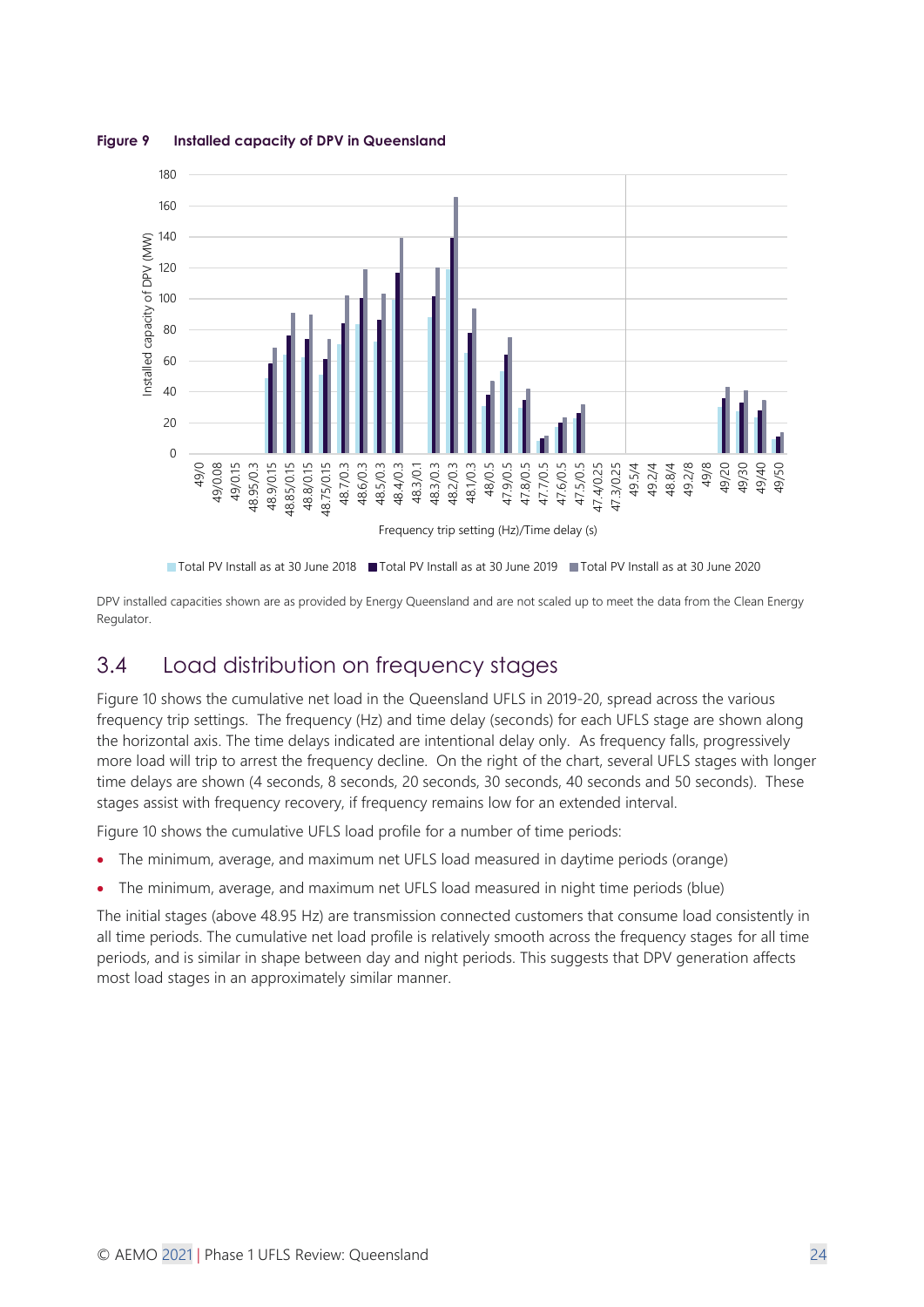**Figure 9 Installed capacity of DPV in Queensland**

DPV installed capacities shown are as provided by Energy Queensland and are not scaled up to meet the data from the Clean Energy Regulator.

## 3.4 Load distribution on frequency stages

Figure 10 shows the cumulative net load in the Queensland UFLS in 2019-20, spread across the various frequency trip settings. The frequency (Hz) and time delay (seconds) for each UFLS stage are shown along the horizontal axis. The time delays indicated are intentional delay only. As frequency falls, progressively more load will trip to arrest the frequency decline. On the right of the chart, several UFLS stages with longer time delays are shown (4 seconds, 8 seconds, 20 seconds, 30 seconds, 40 seconds and 50 seconds). These stages assist with frequency recovery, if frequency remains low for an extended interval.

Figure 10 shows the cumulative UFLS load profile for a number of time periods:

- The minimum, average, and maximum net UFLS load measured in daytime periods (orange)
- The minimum, average, and maximum net UFLS load measured in night time periods (blue)

The initial stages (above 48.95 Hz) are transmission connected customers that consume load consistently in all time periods. The cumulative net load profile is relatively smooth across the frequency stages for all time periods, and is similar in shape between day and night periods. This suggests that DPV generation affects most load stages in an approximately similar manner.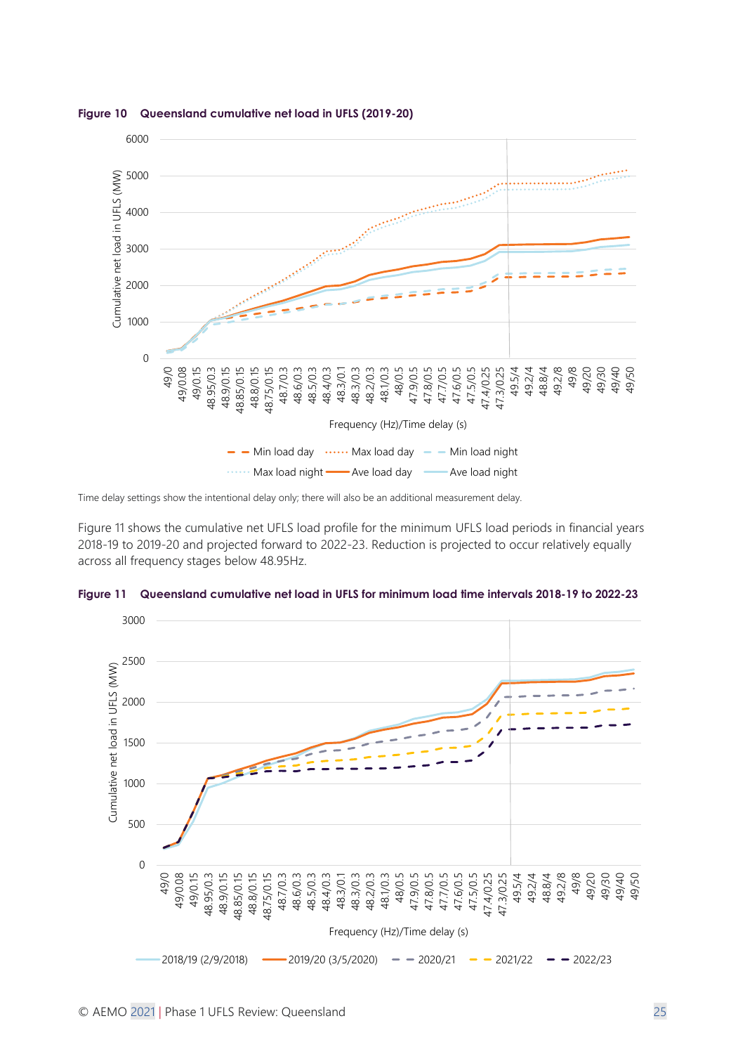**Figure 10 Queensland cumulative net load in UFLS (2019-20)**

Time delay settings show the intentional delay only; there will also be an additional measurement delay.

Figure 11 shows the cumulative net UFLS load profile for the minimum UFLS load periods in financial years 2018-19 to 2019-20 and projected forward to 2022-23. Reduction is projected to occur relatively equally across all frequency stages below 48.95Hz.

**Figure 11 Queensland cumulative net load in UFLS for minimum load time intervals 2018-19 to 2022-23**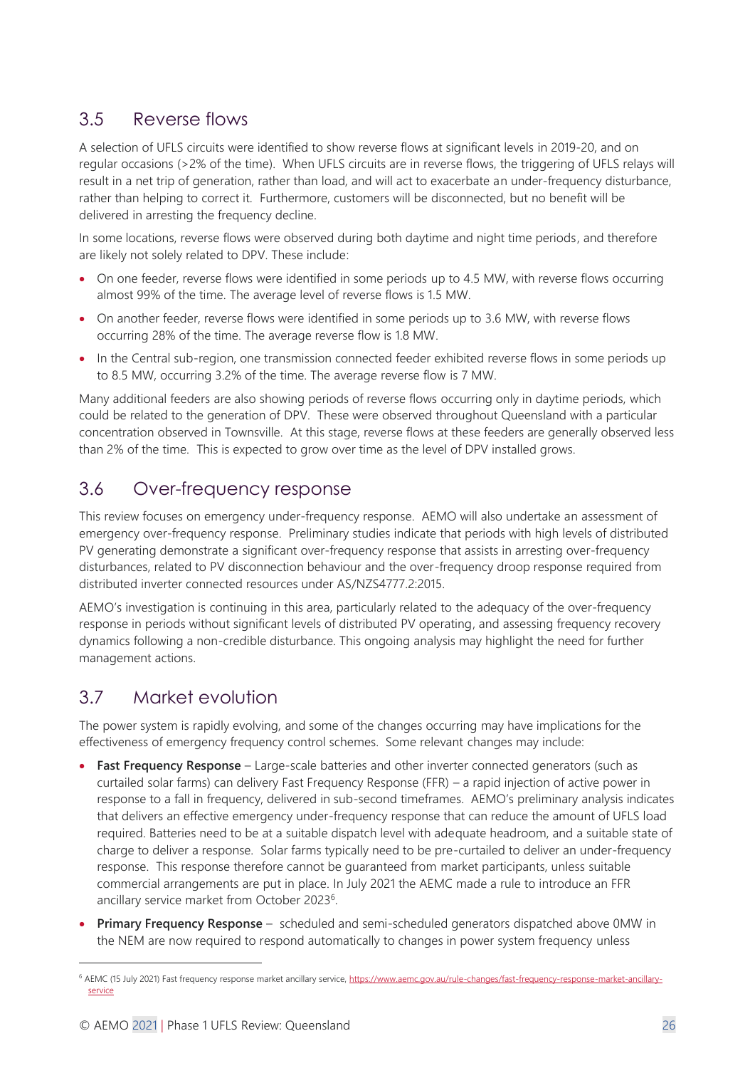## 3.5 Reverse flows

A selection of UFLS circuits were identified to show reverse flows at significant levels in 2019-20, and on regular occasions (>2% of the time). When UFLS circuits are in reverse flows, the triggering of UFLS relays will result in a net trip of generation, rather than load, and will act to exacerbate an under-frequency disturbance, rather than helping to correct it. Furthermore, customers will be disconnected, but no benefit will be delivered in arresting the frequency decline.

In some locations, reverse flows were observed during both daytime and night time periods, and therefore are likely not solely related to DPV. These include:

- On one feeder, reverse flows were identified in some periods up to 4.5 MW, with reverse flows occurring almost 99% of the time. The average level of reverse flows is 1.5 MW.
- On another feeder, reverse flows were identified in some periods up to 3.6 MW, with reverse flows occurring 28% of the time. The average reverse flow is 1.8 MW.
- In the Central sub-region, one transmission connected feeder exhibited reverse flows in some periods up to 8.5 MW, occurring 3.2% of the time. The average reverse flow is 7 MW.

Many additional feeders are also showing periods of reverse flows occurring only in daytime periods, which could be related to the generation of DPV. These were observed throughout Queensland with a particular concentration observed in Townsville. At this stage, reverse flows at these feeders are generally observed less than 2% of the time. This is expected to grow over time as the level of DPV installed grows.

## 3.6 Over-frequency response

This review focuses on emergency under-frequency response. AEMO will also undertake an assessment of emergency over-frequency response. Preliminary studies indicate that periods with high levels of distributed PV generating demonstrate a significant over-frequency response that assists in arresting over-frequency disturbances, related to PV disconnection behaviour and the over-frequency droop response required from distributed inverter connected resources under AS/NZS4777.2:2015.

AEMO's investigation is continuing in this area, particularly related to the adequacy of the over-frequency response in periods without significant levels of distributed PV operating, and assessing frequency recovery dynamics following a non-credible disturbance. This ongoing analysis may highlight the need for further management actions.

## 3.7 Market evolution

The power system is rapidly evolving, and some of the changes occurring may have implications for the effectiveness of emergency frequency control schemes. Some relevant changes may include:

- **Fast Frequency Response** – Large-scale batteries and other inverter connected generators (such as curtailed solar farms) can delivery Fast Frequency Response (FFR) – a rapid injection of active power in response to a fall in frequency, delivered in sub-second timeframes. AEMO's preliminary analysis indicates that delivers an effective emergency under-frequency response that can reduce the amount of UFLS load required. Batteries need to be at a suitable dispatch level with adequate headroom, and a suitable state of charge to deliver a response. Solar farms typically need to be pre-curtailed to deliver an under-frequency response. This response therefore cannot be guaranteed from market participants, unless suitable commercial arrangements are put in place. In July 2021 the AEMC made a rule to introduce an FFR ancillary service market from October 2023[6].
- **Primary Frequency Response** – scheduled and semi-scheduled generators dispatched above 0MW in the NEM are now required to respond automatically to changes in power system frequency unless

[6] AEMC (15 July 2021) Fast frequency response market ancillary service, https://www.aemc.gov.au/rule-changes/fast-frequency-response-market-ancillary-service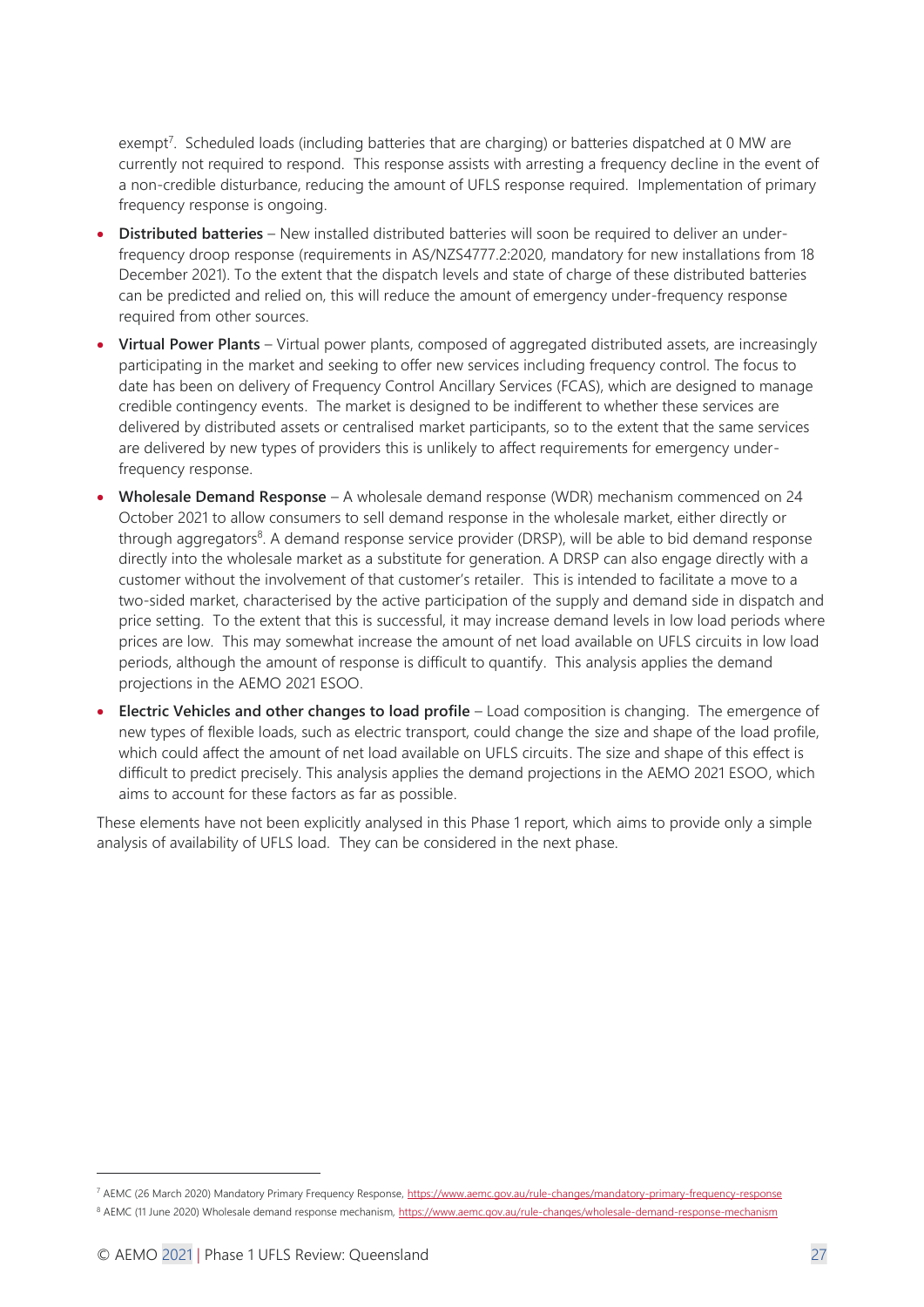exempt[7]. Scheduled loads (including batteries that are charging) or batteries dispatched at 0 MW are currently not required to respond. This response assists with arresting a frequency decline in the event of a non-credible disturbance, reducing the amount of UFLS response required. Implementation of primary frequency response is ongoing.

- **Distributed batteries** – New installed distributed batteries will soon be required to deliver an under-frequency droop response (requirements in AS/NZS4777.2:2020, mandatory for new installations from 18 December 2021). To the extent that the dispatch levels and state of charge of these distributed batteries can be predicted and relied on, this will reduce the amount of emergency under-frequency response required from other sources.
- **Virtual Power Plants** – Virtual power plants, composed of aggregated distributed assets, are increasingly participating in the market and seeking to offer new services including frequency control. The focus to date has been on delivery of Frequency Control Ancillary Services (FCAS), which are designed to manage credible contingency events. The market is designed to be indifferent to whether these services are delivered by distributed assets or centralised market participants, so to the extent that the same services are delivered by new types of providers this is unlikely to affect requirements for emergency under-frequency response.
- **Wholesale Demand Response** – A wholesale demand response (WDR) mechanism commenced on 24 October 2021 to allow consumers to sell demand response in the wholesale market, either directly or through aggregators[8]. A demand response service provider (DRSP), will be able to bid demand response directly into the wholesale market as a substitute for generation. A DRSP can also engage directly with a customer without the involvement of that customer's retailer. This is intended to facilitate a move to a two-sided market, characterised by the active participation of the supply and demand side in dispatch and price setting. To the extent that this is successful, it may increase demand levels in low load periods where prices are low. This may somewhat increase the amount of net load available on UFLS circuits in low load periods, although the amount of response is difficult to quantify. This analysis applies the demand projections in the AEMO 2021 ESOO.
- **Electric Vehicles and other changes to load profile** – Load composition is changing. The emergence of new types of flexible loads, such as electric transport, could change the size and shape of the load profile, which could affect the amount of net load available on UFLS circuits. The size and shape of this effect is difficult to predict precisely. This analysis applies the demand projections in the AEMO 2021 ESOO, which aims to account for these factors as far as possible.

These elements have not been explicitly analysed in this Phase 1 report, which aims to provide only a simple analysis of availability of UFLS load. They can be considered in the next phase.

[7] AEMC (26 March 2020) Mandatory Primary Frequency Response, https://www.aemc.gov.au/rule-changes/mandatory-primary-frequency-response

[8] AEMC (11 June 2020) Wholesale demand response mechanism, https://www.aemc.gov.au/rule-changes/wholesale-demand-response-mechanism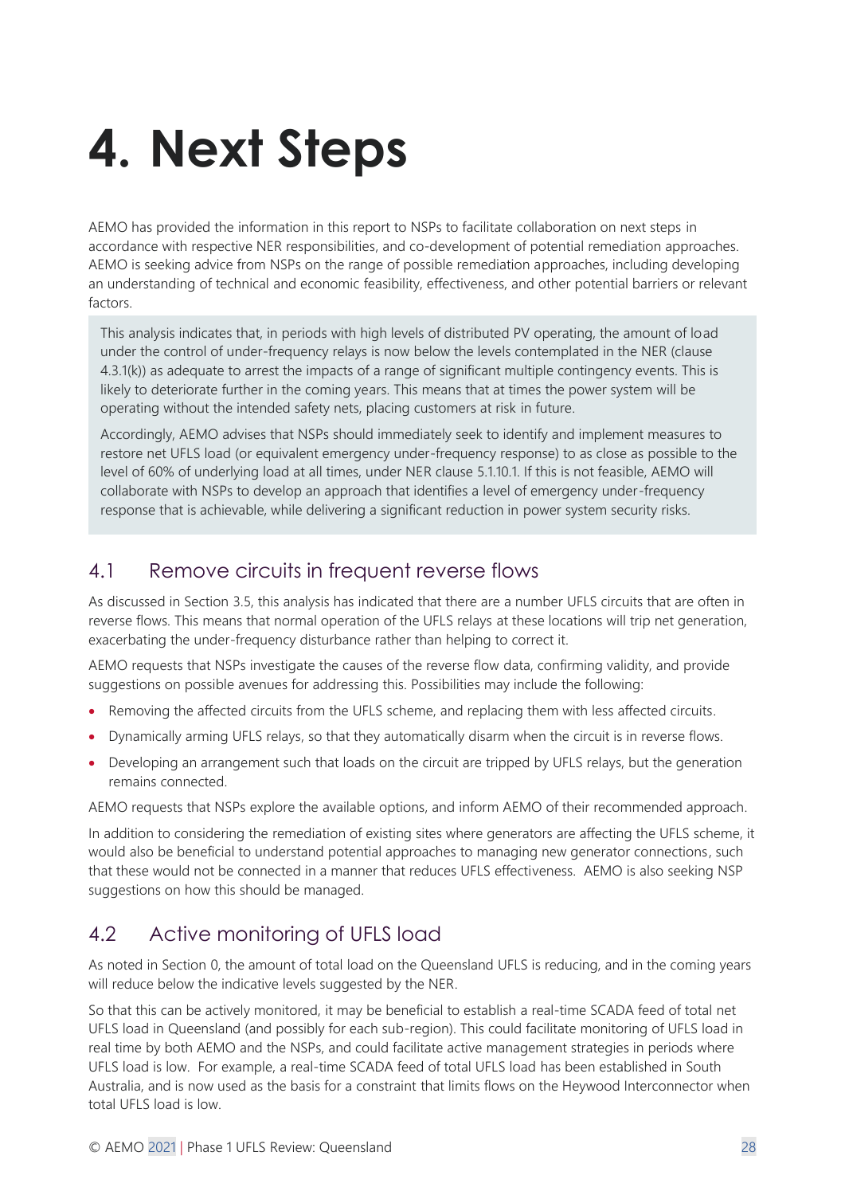# 4. Next Steps

AEMO has provided the information in this report to NSPs to facilitate collaboration on next steps in accordance with respective NER responsibilities, and co-development of potential remediation approaches. AEMO is seeking advice from NSPs on the range of possible remediation approaches, including developing an understanding of technical and economic feasibility, effectiveness, and other potential barriers or relevant factors.

> This analysis indicates that, in periods with high levels of distributed PV operating, the amount of load under the control of under-frequency relays is now below the levels contemplated in the NER (clause 4.3.1(k)) as adequate to arrest the impacts of a range of significant multiple contingency events. This is likely to deteriorate further in the coming years. This means that at times the power system will be operating without the intended safety nets, placing customers at risk in future.
>
> Accordingly, AEMO advises that NSPs should immediately seek to identify and implement measures to restore net UFLS load (or equivalent emergency under-frequency response) to as close as possible to the level of 60% of underlying load at all times, under NER clause 5.1.10.1. If this is not feasible, AEMO will collaborate with NSPs to develop an approach that identifies a level of emergency under-frequency response that is achievable, while delivering a significant reduction in power system security risks.

## 4.1 Remove circuits in frequent reverse flows

As discussed in Section 3.5, this analysis has indicated that there are a number UFLS circuits that are often in reverse flows. This means that normal operation of the UFLS relays at these locations will trip net generation, exacerbating the under-frequency disturbance rather than helping to correct it.

AEMO requests that NSPs investigate the causes of the reverse flow data, confirming validity, and provide suggestions on possible avenues for addressing this. Possibilities may include the following:

- Removing the affected circuits from the UFLS scheme, and replacing them with less affected circuits.
- Dynamically arming UFLS relays, so that they automatically disarm when the circuit is in reverse flows.
- Developing an arrangement such that loads on the circuit are tripped by UFLS relays, but the generation remains connected.

AEMO requests that NSPs explore the available options, and inform AEMO of their recommended approach.

In addition to considering the remediation of existing sites where generators are affecting the UFLS scheme, it would also be beneficial to understand potential approaches to managing new generator connections, such that these would not be connected in a manner that reduces UFLS effectiveness. AEMO is also seeking NSP suggestions on how this should be managed.

## 4.2 Active monitoring of UFLS load

As noted in Section 0, the amount of total load on the Queensland UFLS is reducing, and in the coming years will reduce below the indicative levels suggested by the NER.

So that this can be actively monitored, it may be beneficial to establish a real-time SCADA feed of total net UFLS load in Queensland (and possibly for each sub-region). This could facilitate monitoring of UFLS load in real time by both AEMO and the NSPs, and could facilitate active management strategies in periods where UFLS load is low. For example, a real-time SCADA feed of total UFLS load has been established in South Australia, and is now used as the basis for a constraint that limits flows on the Heywood Interconnector when total UFLS load is low.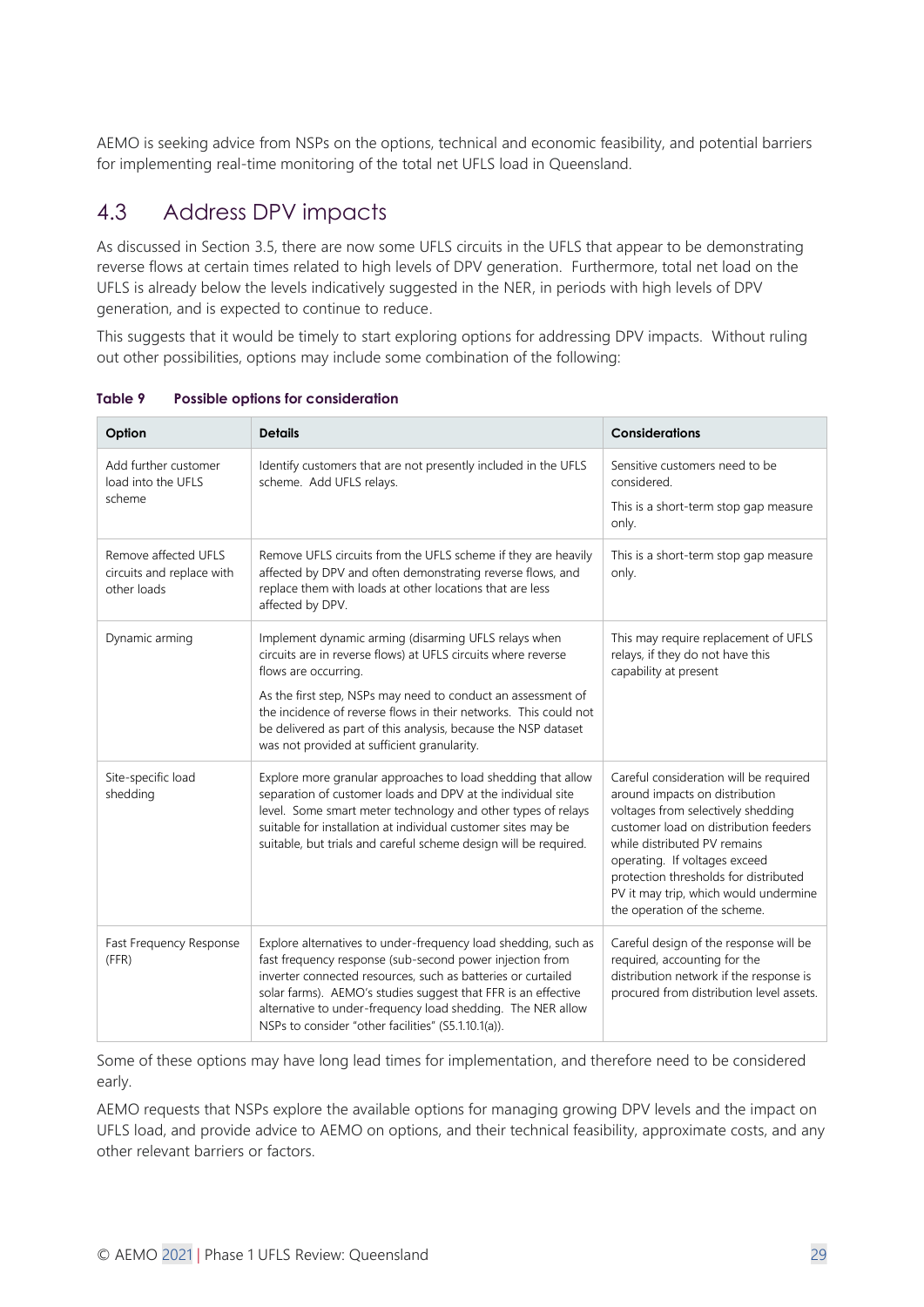AEMO is seeking advice from NSPs on the options, technical and economic feasibility, and potential barriers for implementing real-time monitoring of the total net UFLS load in Queensland.

## 4.3 Address DPV impacts

As discussed in Section 3.5, there are now some UFLS circuits in the UFLS that appear to be demonstrating reverse flows at certain times related to high levels of DPV generation. Furthermore, total net load on the UFLS is already below the levels indicatively suggested in the NER, in periods with high levels of DPV generation, and is expected to continue to reduce.

This suggests that it would be timely to start exploring options for addressing DPV impacts. Without ruling out other possibilities, options may include some combination of the following:

**Table 9 Possible options for consideration**

| Option | Details | Considerations |
|---|---|---|
| Add further customer load into the UFLS scheme | Identify customers that are not presently included in the UFLS scheme. Add UFLS relays. | Sensitive customers need to be considered.<br><br>This is a short-term stop gap measure only. |
| Remove affected UFLS circuits and replace with other loads | Remove UFLS circuits from the UFLS scheme if they are heavily affected by DPV and often demonstrating reverse flows, and replace them with loads at other locations that are less affected by DPV. | This is a short-term stop gap measure only. |
| Dynamic arming | Implement dynamic arming (disarming UFLS relays when circuits are in reverse flows) at UFLS circuits where reverse flows are occurring.<br><br>As the first step, NSPs may need to conduct an assessment of the incidence of reverse flows in their networks. This could not be delivered as part of this analysis, because the NSP dataset was not provided at sufficient granularity. | This may require replacement of UFLS relays, if they do not have this capability at present |
| Site-specific load shedding | Explore more granular approaches to load shedding that allow separation of customer loads and DPV at the individual site level. Some smart meter technology and other types of relays suitable for installation at individual customer sites may be suitable, but trials and careful scheme design will be required. | Careful consideration will be required around impacts on distribution voltages from selectively shedding customer load on distribution feeders while distributed PV remains operating. If voltages exceed protection thresholds for distributed PV it may trip, which would undermine the operation of the scheme. |
| Fast Frequency Response (FFR) | Explore alternatives to under-frequency load shedding, such as fast frequency response (sub-second power injection from inverter connected resources, such as batteries or curtailed solar farms). AEMO's studies suggest that FFR is an effective alternative to under-frequency load shedding. The NER allow NSPs to consider "other facilities" (S5.1.10.1(a)). | Careful design of the response will be required, accounting for the distribution network if the response is procured from distribution level assets. |

Some of these options may have long lead times for implementation, and therefore need to be considered early.

AEMO requests that NSPs explore the available options for managing growing DPV levels and the impact on UFLS load, and provide advice to AEMO on options, and their technical feasibility, approximate costs, and any other relevant barriers or factors.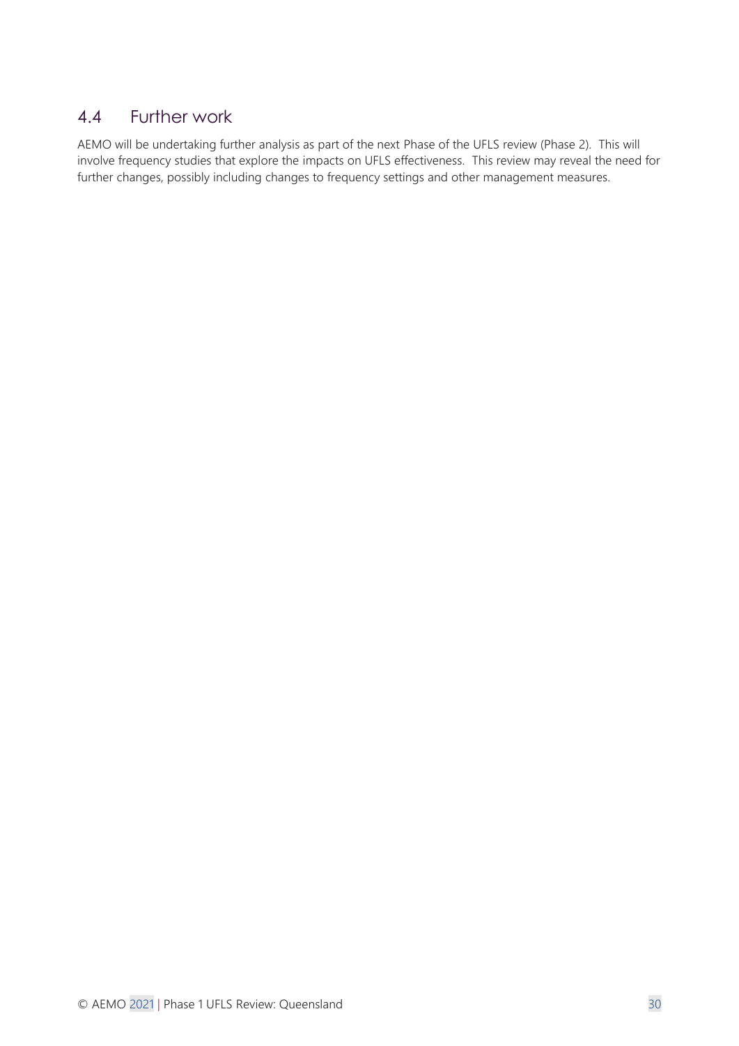## 4.4 Further work

AEMO will be undertaking further analysis as part of the next Phase of the UFLS review (Phase 2). This will involve frequency studies that explore the impacts on UFLS effectiveness. This review may reveal the need for further changes, possibly including changes to frequency settings and other management measures.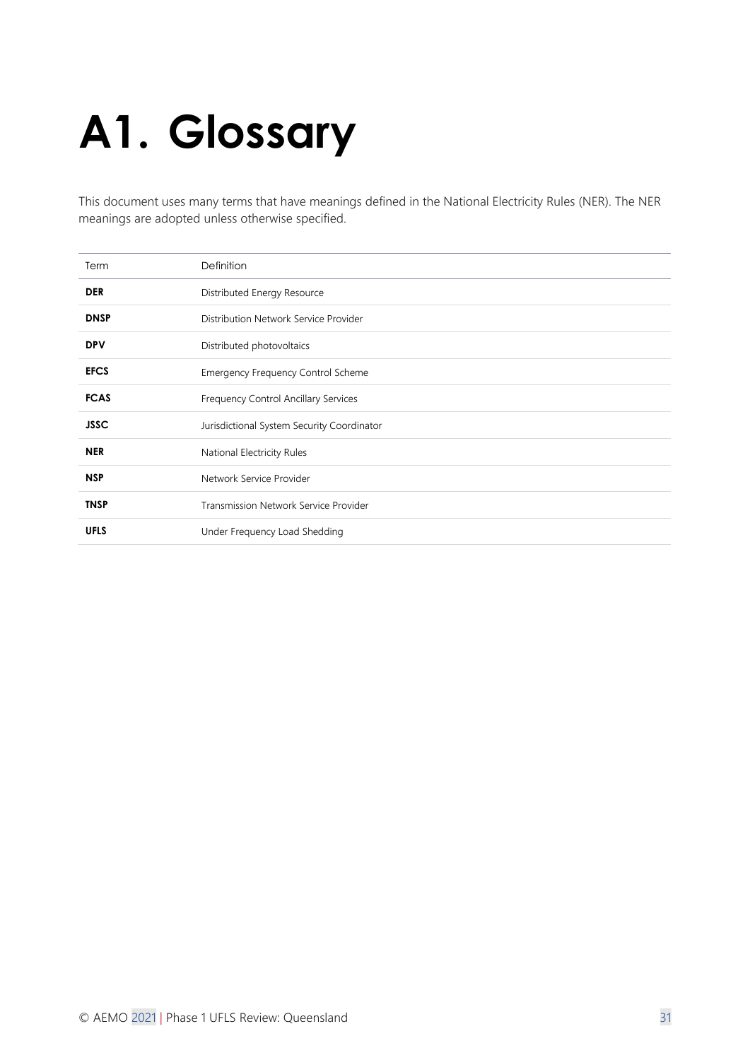# A1. Glossary

This document uses many terms that have meanings defined in the National Electricity Rules (NER). The NER meanings are adopted unless otherwise specified.

| Term | Definition |
|---|---|
| **DER** | Distributed Energy Resource |
| **DNSP** | Distribution Network Service Provider |
| **DPV** | Distributed photovoltaics |
| **EFCS** | Emergency Frequency Control Scheme |
| **FCAS** | Frequency Control Ancillary Services |
| **JSSC** | Jurisdictional System Security Coordinator |
| **NER** | National Electricity Rules |
| **NSP** | Network Service Provider |
| **TNSP** | Transmission Network Service Provider |
| **UFLS** | Under Frequency Load Shedding |